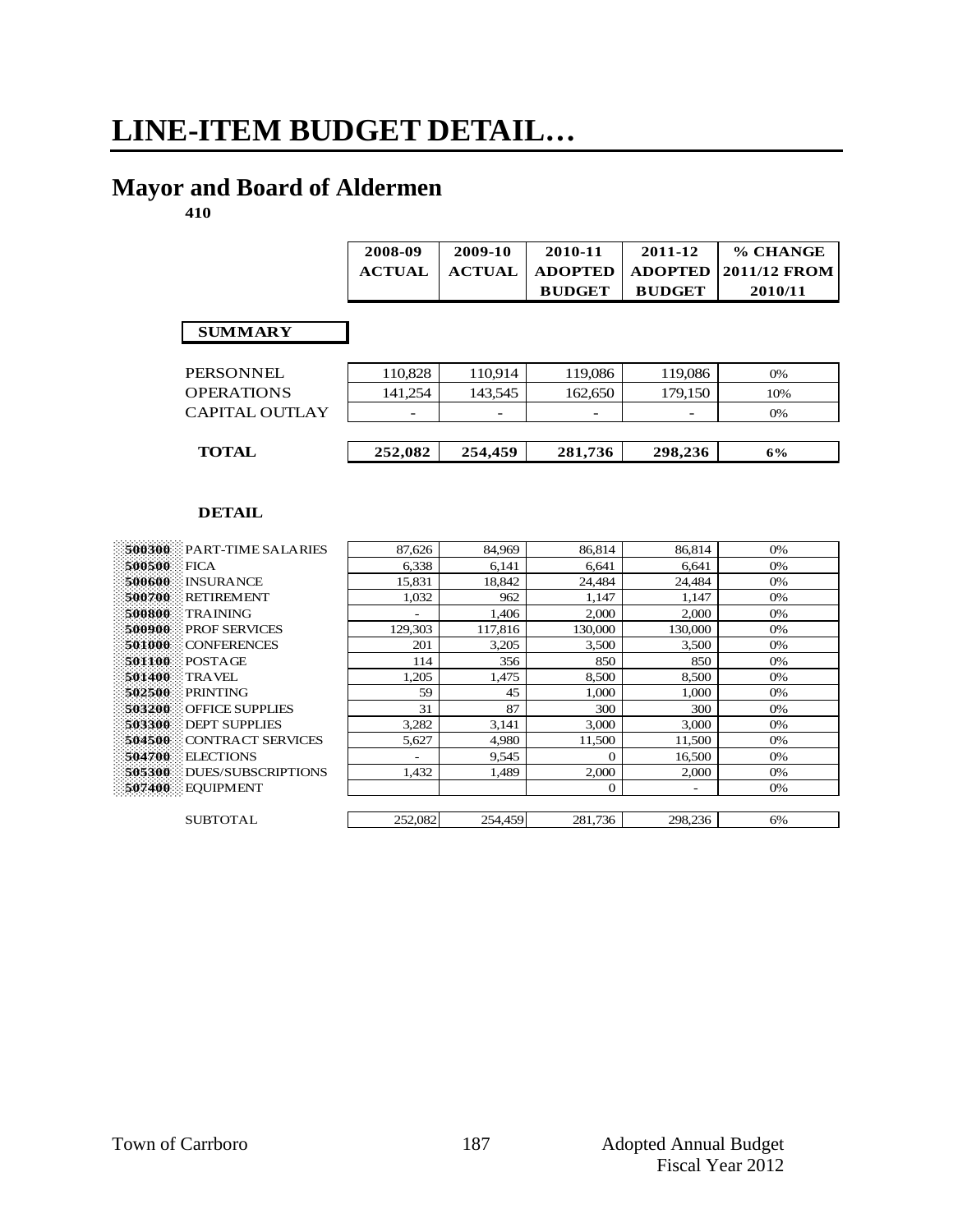# LINE-ITEM BUDGET DETAIL…

## Mayor and Board of Aldermen

**410**

**SUMMARY**

| | 2008-09 ACTUAL | 2009-10 ACTUAL | 2010-11 ADOPTED BUDGET | 2011-12 ADOPTED BUDGET | % CHANGE 2011/12 FROM 2010/11 |
|---|---|---|---|---|---|
| PERSONNEL | 110,828 | 110,914 | 119,086 | 119,086 | 0% |
| OPERATIONS | 141,254 | 143,545 | 162,650 | 179,150 | 10% |
| CAPITAL OUTLAY | - | - | - | - | 0% |
| **TOTAL** | **252,082** | **254,459** | **281,736** | **298,236** | **6%** |

**DETAIL**

| | | 2008-09 ACTUAL | 2009-10 ACTUAL | 2010-11 ADOPTED BUDGET | 2011-12 ADOPTED BUDGET | % CHANGE 2011/12 FROM 2010/11 |
|---|---|---|---|---|---|---|
| 500300 | PART-TIME SALARIES | 87,626 | 84,969 | 86,814 | 86,814 | 0% |
| 500500 | FICA | 6,338 | 6,141 | 6,641 | 6,641 | 0% |
| 500600 | INSURANCE | 15,831 | 18,842 | 24,484 | 24,484 | 0% |
| 500700 | RETIREMENT | 1,032 | 962 | 1,147 | 1,147 | 0% |
| 500800 | TRAINING | - | 1,406 | 2,000 | 2,000 | 0% |
| 500900 | PROF SERVICES | 129,303 | 117,816 | 130,000 | 130,000 | 0% |
| 501000 | CONFERENCES | 201 | 3,205 | 3,500 | 3,500 | 0% |
| 501100 | POSTAGE | 114 | 356 | 850 | 850 | 0% |
| 501400 | TRAVEL | 1,205 | 1,475 | 8,500 | 8,500 | 0% |
| 502500 | PRINTING | 59 | 45 | 1,000 | 1,000 | 0% |
| 503200 | OFFICE SUPPLIES | 31 | 87 | 300 | 300 | 0% |
| 503300 | DEPT SUPPLIES | 3,282 | 3,141 | 3,000 | 3,000 | 0% |
| 504500 | CONTRACT SERVICES | 5,627 | 4,980 | 11,500 | 11,500 | 0% |
| 504700 | ELECTIONS | - | 9,545 | 0 | 16,500 | 0% |
| 505300 | DUES/SUBSCRIPTIONS | 1,432 | 1,489 | 2,000 | 2,000 | 0% |
| 507400 | EQUIPMENT | | | 0 | - | 0% |
| | SUBTOTAL | 252,082 | 254,459 | 281,736 | 298,236 | 6% |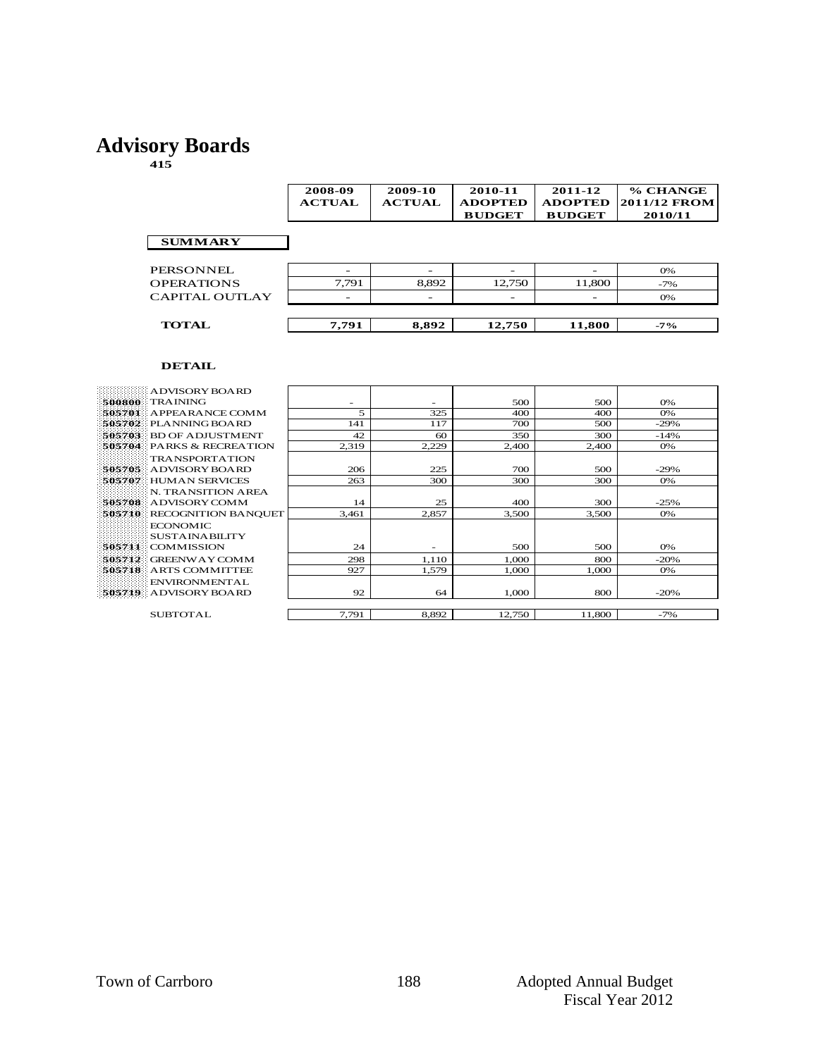# Advisory Boards

**415**

| | 2008-09 ACTUAL | 2009-10 ACTUAL | 2010-11 ADOPTED BUDGET | 2011-12 ADOPTED BUDGET | % CHANGE 2011/12 FROM 2010/11 |
|---|---|---|---|---|---|
| **SUMMARY** | | | | | |
| PERSONNEL | - | - | - | - | 0% |
| OPERATIONS | 7,791 | 8,892 | 12,750 | 11,800 | -7% |
| CAPITAL OUTLAY | - | - | - | - | 0% |
| **TOTAL** | **7,791** | **8,892** | **12,750** | **11,800** | **-7%** |

**DETAIL**

| | | 2008-09 ACTUAL | 2009-10 ACTUAL | 2010-11 ADOPTED BUDGET | 2011-12 ADOPTED BUDGET | % CHANGE 2011/12 FROM 2010/11 |
|---|---|---|---|---|---|---|
| 500800 | ADVISORY BOARD TRAINING | - | - | 500 | 500 | 0% |
| 505701 | APPEARANCE COMM | 5 | 325 | 400 | 400 | 0% |
| 505702 | PLANNING BOARD | 141 | 117 | 700 | 500 | -29% |
| 505703 | BD OF ADJUSTMENT | 42 | 60 | 350 | 300 | -14% |
| 505704 | PARKS & RECREATION | 2,319 | 2,229 | 2,400 | 2,400 | 0% |
| 505705 | TRANSPORTATION ADVISORY BOARD | 206 | 225 | 700 | 500 | -29% |
| 505707 | HUMAN SERVICES | 263 | 300 | 300 | 300 | 0% |
| 505708 | N. TRANSITION AREA ADVISORY COMM | 14 | 25 | 400 | 300 | -25% |
| 505710 | RECOGNITION BANQUET | 3,461 | 2,857 | 3,500 | 3,500 | 0% |
| 505711 | ECONOMIC SUSTAINABILITY COMMISSION | 24 | - | 500 | 500 | 0% |
| 505712 | GREENWAY COMM | 298 | 1,110 | 1,000 | 800 | -20% |
| 505718 | ARTS COMMITTEE | 927 | 1,579 | 1,000 | 1,000 | 0% |
| 505719 | ENVIRONMENTAL ADVISORY BOARD | 92 | 64 | 1,000 | 800 | -20% |
| | SUBTOTAL | 7,791 | 8,892 | 12,750 | 11,800 | -7% |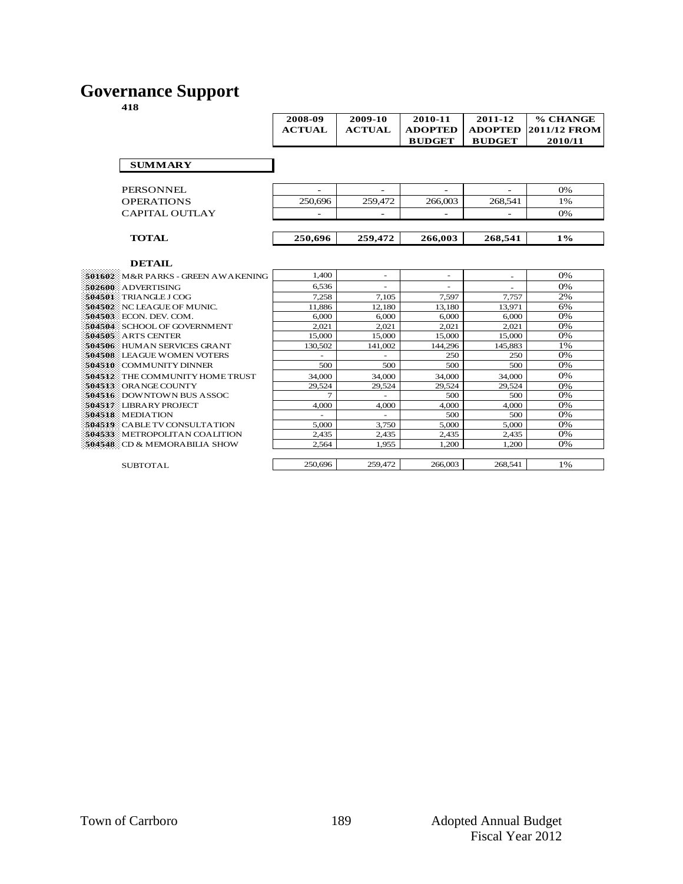# Governance Support

**418**

| | | 2008-09 ACTUAL | 2009-10 ACTUAL | 2010-11 ADOPTED BUDGET | 2011-12 ADOPTED BUDGET | % CHANGE 2011/12 FROM 2010/11 |
|---|---|---|---|---|---|---|
| | **SUMMARY** | | | | | |
| | PERSONNEL | - | - | - | - | 0% |
| | OPERATIONS | 250,696 | 259,472 | 266,003 | 268,541 | 1% |
| | CAPITAL OUTLAY | - | - | - | - | 0% |
| | **TOTAL** | **250,696** | **259,472** | **266,003** | **268,541** | **1%** |
| | **DETAIL** | | | | | |
| 501602 | M&R PARKS - GREEN AWAKENING | 1,400 | - | - | - | 0% |
| 502600 | ADVERTISING | 6,536 | - | - | - | 0% |
| 504501 | TRIANGLE J COG | 7,258 | 7,105 | 7,597 | 7,757 | 2% |
| 504502 | NC LEAGUE OF MUNIC. | 11,886 | 12,180 | 13,180 | 13,971 | 6% |
| 504503 | ECON. DEV. COM. | 6,000 | 6,000 | 6,000 | 6,000 | 0% |
| 504504 | SCHOOL OF GOVERNMENT | 2,021 | 2,021 | 2,021 | 2,021 | 0% |
| 504505 | ARTS CENTER | 15,000 | 15,000 | 15,000 | 15,000 | 0% |
| 504506 | HUMAN SERVICES GRANT | 130,502 | 141,002 | 144,296 | 145,883 | 1% |
| 504508 | LEAGUE WOMEN VOTERS | - | - | 250 | 250 | 0% |
| 504510 | COMMUNITY DINNER | 500 | 500 | 500 | 500 | 0% |
| 504512 | THE COMMUNITY HOME TRUST | 34,000 | 34,000 | 34,000 | 34,000 | 0% |
| 504513 | ORANGE COUNTY | 29,524 | 29,524 | 29,524 | 29,524 | 0% |
| 504516 | DOWNTOWN BUS ASSOC | 7 | - | 500 | 500 | 0% |
| 504517 | LIBRARY PROJECT | 4,000 | 4,000 | 4,000 | 4,000 | 0% |
| 504518 | MEDIATION | - | - | 500 | 500 | 0% |
| 504519 | CABLE TV CONSULTATION | 5,000 | 3,750 | 5,000 | 5,000 | 0% |
| 504533 | METROPOLITAN COALITION | 2,435 | 2,435 | 2,435 | 2,435 | 0% |
| 504548 | CD & MEMORABILIA SHOW | 2,564 | 1,955 | 1,200 | 1,200 | 0% |
| | SUBTOTAL | 250,696 | 259,472 | 266,003 | 268,541 | 1% |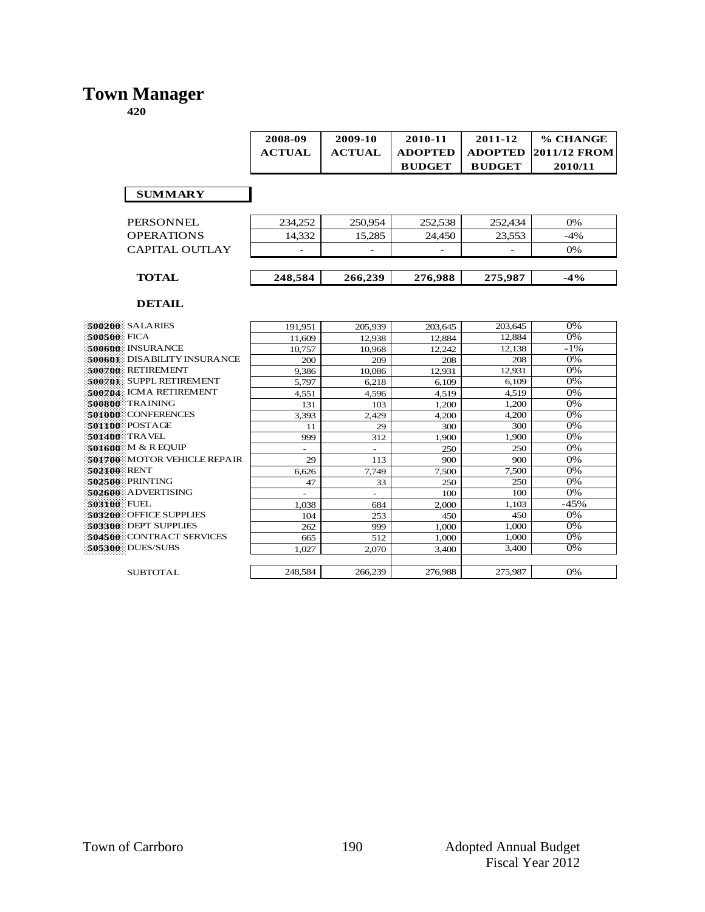# Town Manager

**420**

| | 2008-09 ACTUAL | 2009-10 ACTUAL | 2010-11 ADOPTED BUDGET | 2011-12 ADOPTED BUDGET | % CHANGE 2011/12 FROM 2010/11 |
|---|---|---|---|---|---|
| **SUMMARY** | | | | | |
| PERSONNEL | 234,252 | 250,954 | 252,538 | 252,434 | 0% |
| OPERATIONS | 14,332 | 15,285 | 24,450 | 23,553 | -4% |
| CAPITAL OUTLAY | - | - | - | - | 0% |
| **TOTAL** | **248,584** | **266,239** | **276,988** | **275,987** | **-4%** |

**DETAIL**

| | | 2008-09 ACTUAL | 2009-10 ACTUAL | 2010-11 ADOPTED BUDGET | 2011-12 ADOPTED BUDGET | % CHANGE 2011/12 FROM 2010/11 |
|---|---|---|---|---|---|---|
| 500200 | SALARIES | 191,951 | 205,939 | 203,645 | 203,645 | 0% |
| 500500 | FICA | 11,609 | 12,938 | 12,884 | 12,884 | 0% |
| 500600 | INSURANCE | 10,757 | 10,968 | 12,242 | 12,138 | -1% |
| 500601 | DISABILITY INSURANCE | 200 | 209 | 208 | 208 | 0% |
| 500700 | RETIREMENT | 9,386 | 10,086 | 12,931 | 12,931 | 0% |
| 500701 | SUPPL RETIREMENT | 5,797 | 6,218 | 6,109 | 6,109 | 0% |
| 500704 | ICMA RETIREMENT | 4,551 | 4,596 | 4,519 | 4,519 | 0% |
| 500800 | TRAINING | 131 | 103 | 1,200 | 1,200 | 0% |
| 501000 | CONFERENCES | 3,393 | 2,429 | 4,200 | 4,200 | 0% |
| 501100 | POSTAGE | 11 | 29 | 300 | 300 | 0% |
| 501400 | TRAVEL | 999 | 312 | 1,900 | 1,900 | 0% |
| 501600 | M & R EQUIP | - | - | 250 | 250 | 0% |
| 501700 | MOTOR VEHICLE REPAIR | 29 | 113 | 900 | 900 | 0% |
| 502100 | RENT | 6,626 | 7,749 | 7,500 | 7,500 | 0% |
| 502500 | PRINTING | 47 | 33 | 250 | 250 | 0% |
| 502600 | ADVERTISING | - | - | 100 | 100 | 0% |
| 503100 | FUEL | 1,038 | 684 | 2,000 | 1,103 | -45% |
| 503200 | OFFICE SUPPLIES | 104 | 253 | 450 | 450 | 0% |
| 503300 | DEPT SUPPLIES | 262 | 999 | 1,000 | 1,000 | 0% |
| 504500 | CONTRACT SERVICES | 665 | 512 | 1,000 | 1,000 | 0% |
| 505300 | DUES/SUBS | 1,027 | 2,070 | 3,400 | 3,400 | 0% |
| | SUBTOTAL | 248,584 | 266,239 | 276,988 | 275,987 | 0% |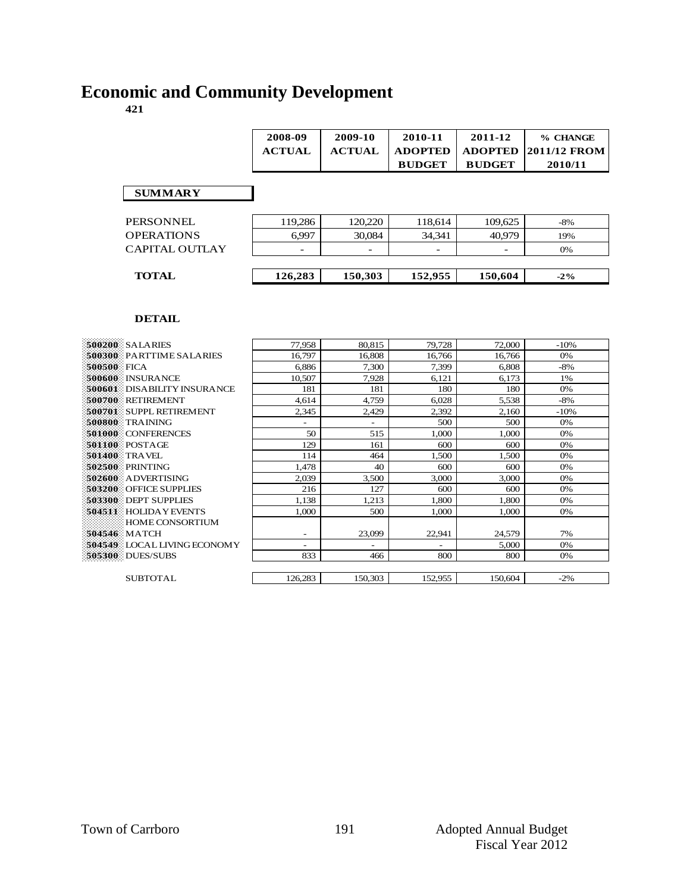# Economic and Community Development

**421**

| | 2008-09 ACTUAL | 2009-10 ACTUAL | 2010-11 ADOPTED BUDGET | 2011-12 ADOPTED BUDGET | % CHANGE 2011/12 FROM 2010/11 |
|---|---|---|---|---|---|
| **SUMMARY** | | | | | |
| PERSONNEL | 119,286 | 120,220 | 118,614 | 109,625 | -8% |
| OPERATIONS | 6,997 | 30,084 | 34,341 | 40,979 | 19% |
| CAPITAL OUTLAY | - | - | - | - | 0% |
| **TOTAL** | **126,283** | **150,303** | **152,955** | **150,604** | **-2%** |

**DETAIL**

| Account | Description | 2008-09 ACTUAL | 2009-10 ACTUAL | 2010-11 ADOPTED BUDGET | 2011-12 ADOPTED BUDGET | % CHANGE 2011/12 FROM 2010/11 |
|---|---|---|---|---|---|---|
| 500200 | SALARIES | 77,958 | 80,815 | 79,728 | 72,000 | -10% |
| 500300 | PARTTIME SALARIES | 16,797 | 16,808 | 16,766 | 16,766 | 0% |
| 500500 | FICA | 6,886 | 7,300 | 7,399 | 6,808 | -8% |
| 500600 | INSURANCE | 10,507 | 7,928 | 6,121 | 6,173 | 1% |
| 500601 | DISABILITY INSURANCE | 181 | 181 | 180 | 180 | 0% |
| 500700 | RETIREMENT | 4,614 | 4,759 | 6,028 | 5,538 | -8% |
| 500701 | SUPPL RETIREMENT | 2,345 | 2,429 | 2,392 | 2,160 | -10% |
| 500800 | TRAINING | - | - | 500 | 500 | 0% |
| 501000 | CONFERENCES | 50 | 515 | 1,000 | 1,000 | 0% |
| 501100 | POSTAGE | 129 | 161 | 600 | 600 | 0% |
| 501400 | TRAVEL | 114 | 464 | 1,500 | 1,500 | 0% |
| 502500 | PRINTING | 1,478 | 40 | 600 | 600 | 0% |
| 502600 | ADVERTISING | 2,039 | 3,500 | 3,000 | 3,000 | 0% |
| 503200 | OFFICE SUPPLIES | 216 | 127 | 600 | 600 | 0% |
| 503300 | DEPT SUPPLIES | 1,138 | 1,213 | 1,800 | 1,800 | 0% |
| 504511 | HOLIDAY EVENTS | 1,000 | 500 | 1,000 | 1,000 | 0% |
| 504546 | HOME CONSORTIUM MATCH | - | 23,099 | 22,941 | 24,579 | 7% |
| 504549 | LOCAL LIVING ECONOMY | - | - | - | 5,000 | 0% |
| 505300 | DUES/SUBS | 833 | 466 | 800 | 800 | 0% |
| | SUBTOTAL | 126,283 | 150,303 | 152,955 | 150,604 | -2% |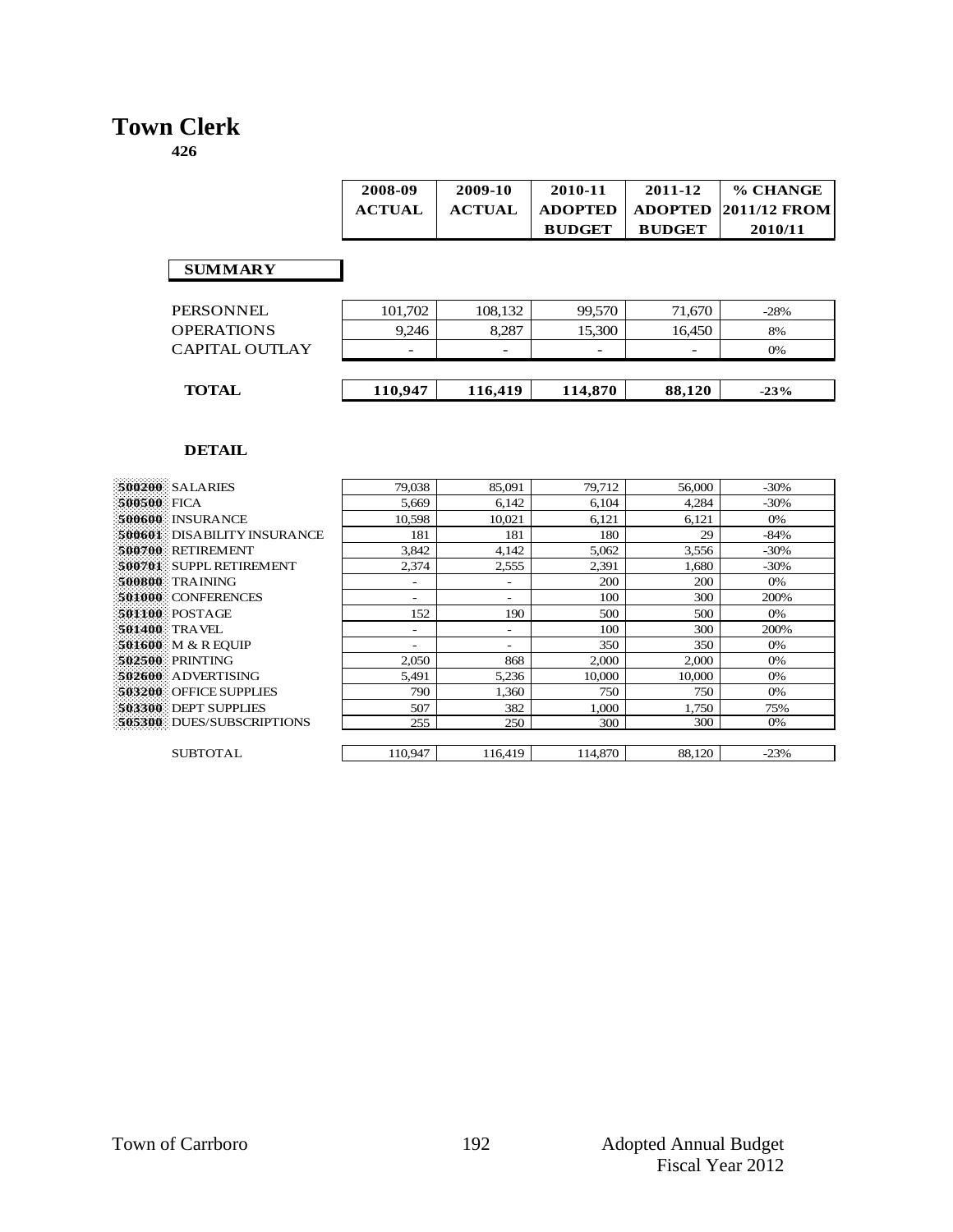# Town Clerk

**426**

| | 2008-09 ACTUAL | 2009-10 ACTUAL | 2010-11 ADOPTED BUDGET | 2011-12 ADOPTED BUDGET | % CHANGE 2011/12 FROM 2010/11 |
|---|---|---|---|---|---|
| **SUMMARY** | | | | | |
| PERSONNEL | 101,702 | 108,132 | 99,570 | 71,670 | -28% |
| OPERATIONS | 9,246 | 8,287 | 15,300 | 16,450 | 8% |
| CAPITAL OUTLAY | - | - | - | - | 0% |
| **TOTAL** | **110,947** | **116,419** | **114,870** | **88,120** | **-23%** |

**DETAIL**

| | | 2008-09 ACTUAL | 2009-10 ACTUAL | 2010-11 ADOPTED BUDGET | 2011-12 ADOPTED BUDGET | % CHANGE 2011/12 FROM 2010/11 |
|---|---|---|---|---|---|---|
| 500200 | SALARIES | 79,038 | 85,091 | 79,712 | 56,000 | -30% |
| 500500 | FICA | 5,669 | 6,142 | 6,104 | 4,284 | -30% |
| 500600 | INSURANCE | 10,598 | 10,021 | 6,121 | 6,121 | 0% |
| 500601 | DISABILITY INSURANCE | 181 | 181 | 180 | 29 | -84% |
| 500700 | RETIREMENT | 3,842 | 4,142 | 5,062 | 3,556 | -30% |
| 500701 | SUPPL RETIREMENT | 2,374 | 2,555 | 2,391 | 1,680 | -30% |
| 500800 | TRAINING | - | - | 200 | 200 | 0% |
| 501000 | CONFERENCES | - | - | 100 | 300 | 200% |
| 501100 | POSTAGE | 152 | 190 | 500 | 500 | 0% |
| 501400 | TRAVEL | - | - | 100 | 300 | 200% |
| 501600 | M & R EQUIP | - | - | 350 | 350 | 0% |
| 502500 | PRINTING | 2,050 | 868 | 2,000 | 2,000 | 0% |
| 502600 | ADVERTISING | 5,491 | 5,236 | 10,000 | 10,000 | 0% |
| 503200 | OFFICE SUPPLIES | 790 | 1,360 | 750 | 750 | 0% |
| 503300 | DEPT SUPPLIES | 507 | 382 | 1,000 | 1,750 | 75% |
| 505300 | DUES/SUBSCRIPTIONS | 255 | 250 | 300 | 300 | 0% |
| | SUBTOTAL | 110,947 | 116,419 | 114,870 | 88,120 | -23% |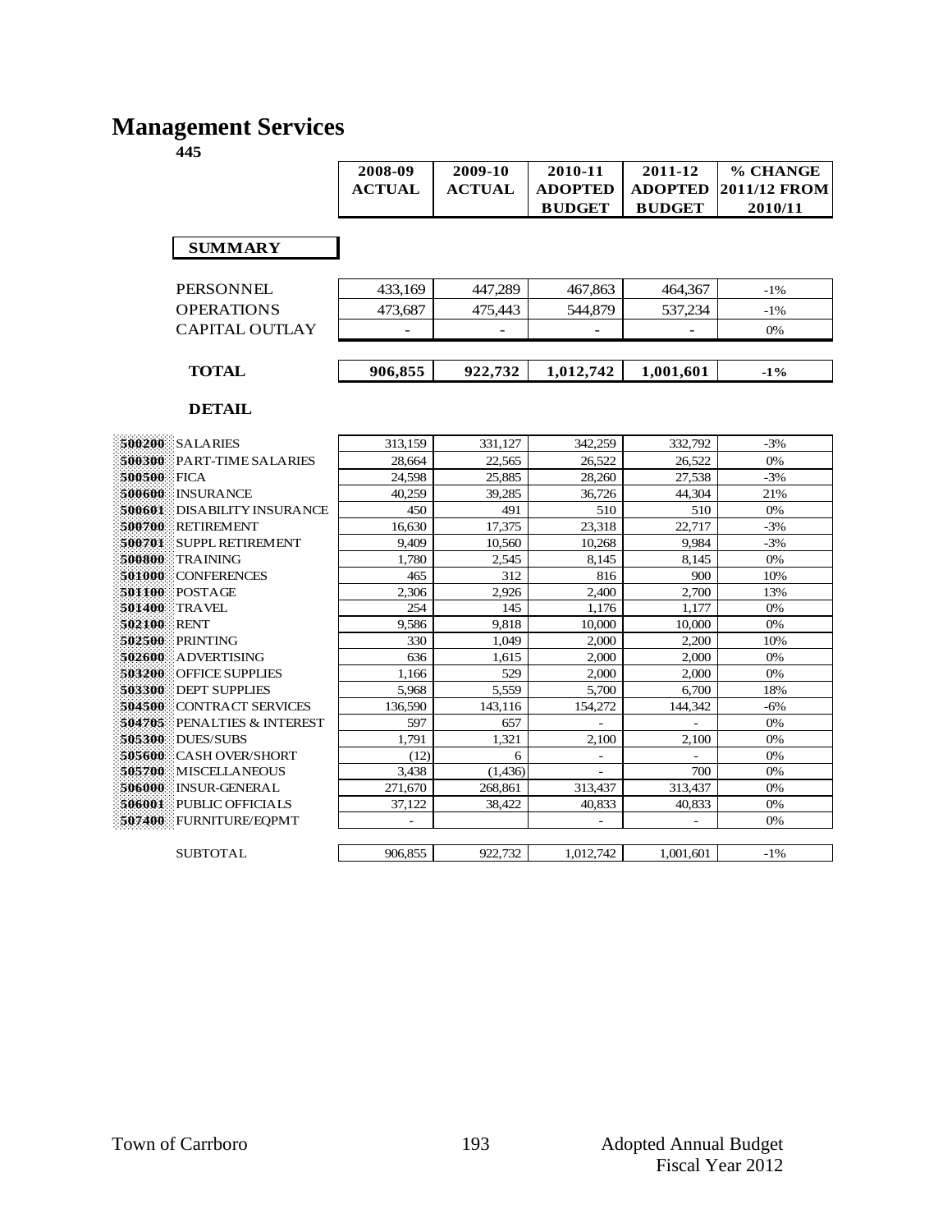# Management Services

**445**

| | 2008-09 ACTUAL | 2009-10 ACTUAL | 2010-11 ADOPTED BUDGET | 2011-12 ADOPTED BUDGET | % CHANGE 2011/12 FROM 2010/11 |
|---|---|---|---|---|---|
| **SUMMARY** | | | | | |
| PERSONNEL | 433,169 | 447,289 | 467,863 | 464,367 | -1% |
| OPERATIONS | 473,687 | 475,443 | 544,879 | 537,234 | -1% |
| CAPITAL OUTLAY | - | - | - | - | 0% |
| **TOTAL** | **906,855** | **922,732** | **1,012,742** | **1,001,601** | **-1%** |

**DETAIL**

| | | 2008-09 ACTUAL | 2009-10 ACTUAL | 2010-11 ADOPTED BUDGET | 2011-12 ADOPTED BUDGET | % CHANGE 2011/12 FROM 2010/11 |
|---|---|---|---|---|---|---|
| 500200 | SALARIES | 313,159 | 331,127 | 342,259 | 332,792 | -3% |
| 500300 | PART-TIME SALARIES | 28,664 | 22,565 | 26,522 | 26,522 | 0% |
| 500500 | FICA | 24,598 | 25,885 | 28,260 | 27,538 | -3% |
| 500600 | INSURANCE | 40,259 | 39,285 | 36,726 | 44,304 | 21% |
| 500601 | DISABILITY INSURANCE | 450 | 491 | 510 | 510 | 0% |
| 500700 | RETIREMENT | 16,630 | 17,375 | 23,318 | 22,717 | -3% |
| 500701 | SUPPL RETIREMENT | 9,409 | 10,560 | 10,268 | 9,984 | -3% |
| 500800 | TRAINING | 1,780 | 2,545 | 8,145 | 8,145 | 0% |
| 501000 | CONFERENCES | 465 | 312 | 816 | 900 | 10% |
| 501100 | POSTAGE | 2,306 | 2,926 | 2,400 | 2,700 | 13% |
| 501400 | TRAVEL | 254 | 145 | 1,176 | 1,177 | 0% |
| 502100 | RENT | 9,586 | 9,818 | 10,000 | 10,000 | 0% |
| 502500 | PRINTING | 330 | 1,049 | 2,000 | 2,200 | 10% |
| 502600 | ADVERTISING | 636 | 1,615 | 2,000 | 2,000 | 0% |
| 503200 | OFFICE SUPPLIES | 1,166 | 529 | 2,000 | 2,000 | 0% |
| 503300 | DEPT SUPPLIES | 5,968 | 5,559 | 5,700 | 6,700 | 18% |
| 504500 | CONTRACT SERVICES | 136,590 | 143,116 | 154,272 | 144,342 | -6% |
| 504705 | PENALTIES & INTEREST | 597 | 657 | - | - | 0% |
| 505300 | DUES/SUBS | 1,791 | 1,321 | 2,100 | 2,100 | 0% |
| 505600 | CASH OVER/SHORT | (12) | 6 | - | - | 0% |
| 505700 | MISCELLANEOUS | 3,438 | (1,436) | - | 700 | 0% |
| 506000 | INSUR-GENERAL | 271,670 | 268,861 | 313,437 | 313,437 | 0% |
| 506001 | PUBLIC OFFICIALS | 37,122 | 38,422 | 40,833 | 40,833 | 0% |
| 507400 | FURNITURE/EQPMT | - | | - | - | 0% |
| | SUBTOTAL | 906,855 | 922,732 | 1,012,742 | 1,001,601 | -1% |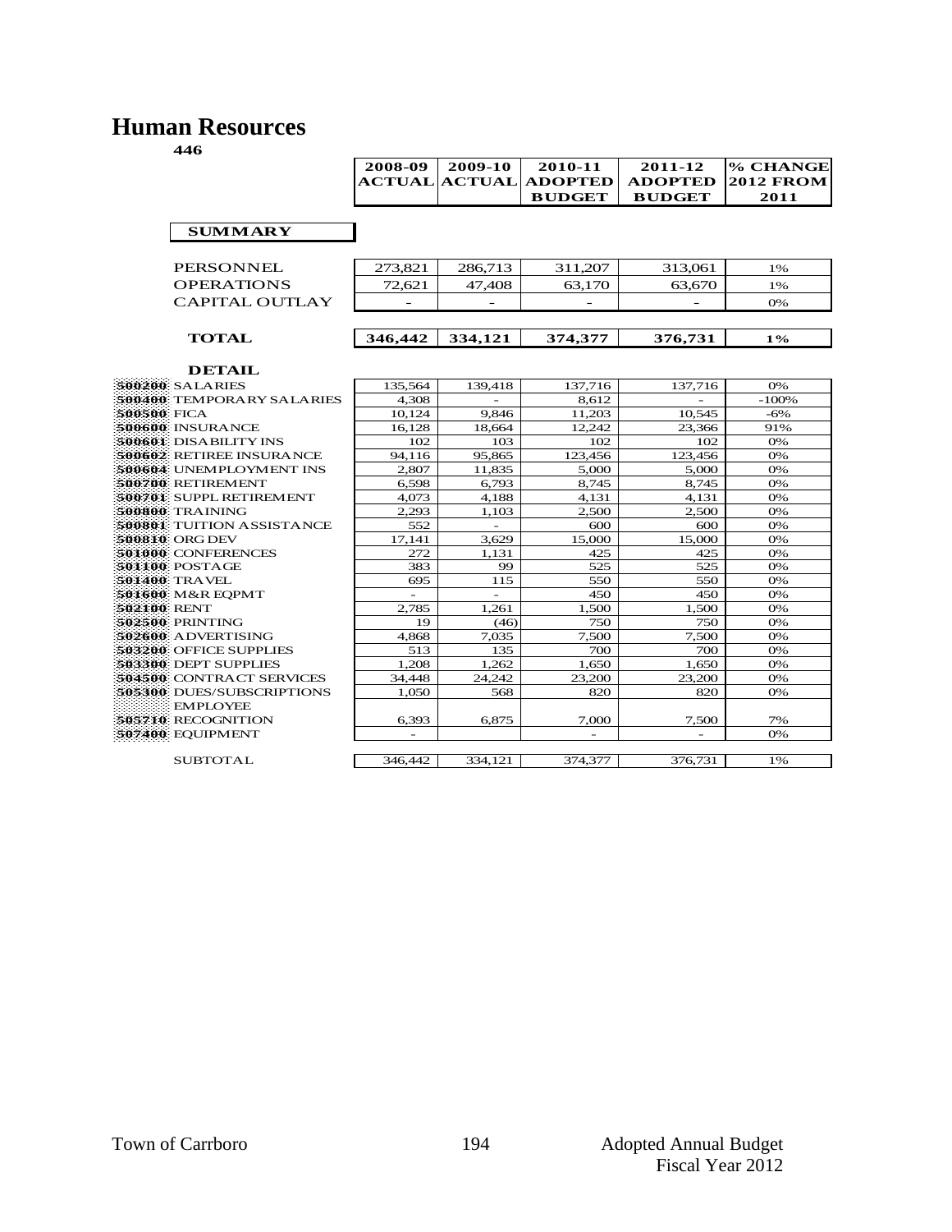# Human Resources

**446**

| | 2008-09 ACTUAL | 2009-10 ACTUAL | 2010-11 ADOPTED BUDGET | 2011-12 ADOPTED BUDGET | % CHANGE 2012 FROM 2011 |
|---|---|---|---|---|---|
| **SUMMARY** | | | | | |
| PERSONNEL | 273,821 | 286,713 | 311,207 | 313,061 | 1% |
| OPERATIONS | 72,621 | 47,408 | 63,170 | 63,670 | 1% |
| CAPITAL OUTLAY | - | - | - | - | 0% |
| **TOTAL** | **346,442** | **334,121** | **374,377** | **376,731** | **1%** |
| **DETAIL** | | | | | |
| 500200 SALARIES | 135,564 | 139,418 | 137,716 | 137,716 | 0% |
| 500400 TEMPORARY SALARIES | 4,308 | - | 8,612 | - | -100% |
| 500500 FICA | 10,124 | 9,846 | 11,203 | 10,545 | -6% |
| 500600 INSURANCE | 16,128 | 18,664 | 12,242 | 23,366 | 91% |
| 500601 DISABILITY INS | 102 | 103 | 102 | 102 | 0% |
| 500602 RETIREE INSURANCE | 94,116 | 95,865 | 123,456 | 123,456 | 0% |
| 500604 UNEMPLOYMENT INS | 2,807 | 11,835 | 5,000 | 5,000 | 0% |
| 500700 RETIREMENT | 6,598 | 6,793 | 8,745 | 8,745 | 0% |
| 500701 SUPPL RETIREMENT | 4,073 | 4,188 | 4,131 | 4,131 | 0% |
| 500800 TRAINING | 2,293 | 1,103 | 2,500 | 2,500 | 0% |
| 500801 TUITION ASSISTANCE | 552 | - | 600 | 600 | 0% |
| 500810 ORG DEV | 17,141 | 3,629 | 15,000 | 15,000 | 0% |
| 501000 CONFERENCES | 272 | 1,131 | 425 | 425 | 0% |
| 501100 POSTAGE | 383 | 99 | 525 | 525 | 0% |
| 501400 TRAVEL | 695 | 115 | 550 | 550 | 0% |
| 501600 M&R EQPMT | - | - | 450 | 450 | 0% |
| 502100 RENT | 2,785 | 1,261 | 1,500 | 1,500 | 0% |
| 502500 PRINTING | 19 | (46) | 750 | 750 | 0% |
| 502600 ADVERTISING | 4,868 | 7,035 | 7,500 | 7,500 | 0% |
| 503200 OFFICE SUPPLIES | 513 | 135 | 700 | 700 | 0% |
| 503300 DEPT SUPPLIES | 1,208 | 1,262 | 1,650 | 1,650 | 0% |
| 504500 CONTRACT SERVICES | 34,448 | 24,242 | 23,200 | 23,200 | 0% |
| 505300 DUES/SUBSCRIPTIONS | 1,050 | 568 | 820 | 820 | 0% |
| 505710 EMPLOYEE RECOGNITION | 6,393 | 6,875 | 7,000 | 7,500 | 7% |
| 507400 EQUIPMENT | - | | - | - | 0% |
| SUBTOTAL | 346,442 | 334,121 | 374,377 | 376,731 | 1% |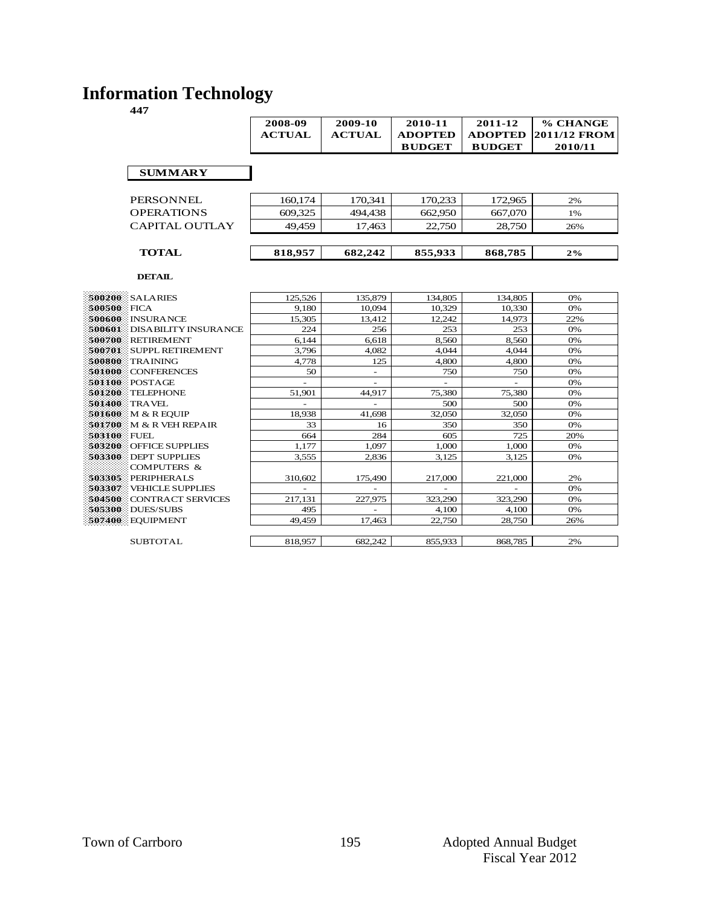# Information Technology

**447**

| | | 2008-09 ACTUAL | 2009-10 ACTUAL | 2010-11 ADOPTED BUDGET | 2011-12 ADOPTED BUDGET | % CHANGE 2011/12 FROM 2010/11 |
|---|---|---|---|---|---|---|
| | **SUMMARY** | | | | | |
| | PERSONNEL | 160,174 | 170,341 | 170,233 | 172,965 | 2% |
| | OPERATIONS | 609,325 | 494,438 | 662,950 | 667,070 | 1% |
| | CAPITAL OUTLAY | 49,459 | 17,463 | 22,750 | 28,750 | 26% |
| | **TOTAL** | **818,957** | **682,242** | **855,933** | **868,785** | **2%** |
| | **DETAIL** | | | | | |
| 500200 | SALARIES | 125,526 | 135,879 | 134,805 | 134,805 | 0% |
| 500500 | FICA | 9,180 | 10,094 | 10,329 | 10,330 | 0% |
| 500600 | INSURANCE | 15,305 | 13,412 | 12,242 | 14,973 | 22% |
| 500601 | DISABILITY INSURANCE | 224 | 256 | 253 | 253 | 0% |
| 500700 | RETIREMENT | 6,144 | 6,618 | 8,560 | 8,560 | 0% |
| 500701 | SUPPL RETIREMENT | 3,796 | 4,082 | 4,044 | 4,044 | 0% |
| 500800 | TRAINING | 4,778 | 125 | 4,800 | 4,800 | 0% |
| 501000 | CONFERENCES | 50 | - | 750 | 750 | 0% |
| 501100 | POSTAGE | - | - | - | - | 0% |
| 501200 | TELEPHONE | 51,901 | 44,917 | 75,380 | 75,380 | 0% |
| 501400 | TRAVEL | - | - | 500 | 500 | 0% |
| 501600 | M & R EQUIP | 18,938 | 41,698 | 32,050 | 32,050 | 0% |
| 501700 | M & R VEH REPAIR | 33 | 16 | 350 | 350 | 0% |
| 503100 | FUEL | 664 | 284 | 605 | 725 | 20% |
| 503200 | OFFICE SUPPLIES | 1,177 | 1,097 | 1,000 | 1,000 | 0% |
| 503300 | DEPT SUPPLIES | 3,555 | 2,836 | 3,125 | 3,125 | 0% |
| 503305 | COMPUTERS & PERIPHERALS | 310,602 | 175,490 | 217,000 | 221,000 | 2% |
| 503307 | VEHICLE SUPPLIES | - | - | - | - | 0% |
| 504500 | CONTRACT SERVICES | 217,131 | 227,975 | 323,290 | 323,290 | 0% |
| 505300 | DUES/SUBS | 495 | - | 4,100 | 4,100 | 0% |
| 507400 | EQUIPMENT | 49,459 | 17,463 | 22,750 | 28,750 | 26% |
| | SUBTOTAL | 818,957 | 682,242 | 855,933 | 868,785 | 2% |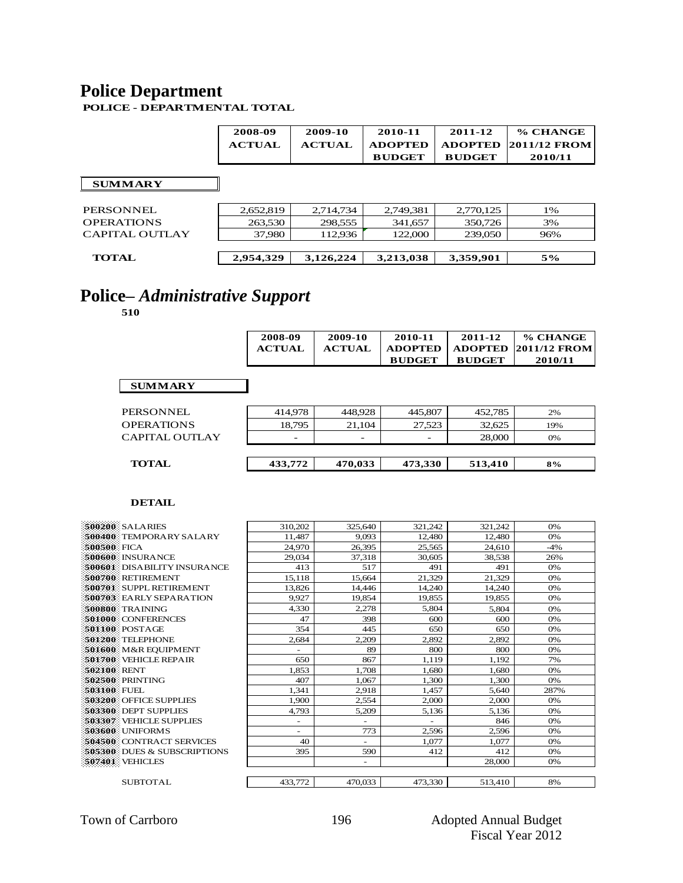# Police Department

**POLICE - DEPARTMENTAL TOTAL**

| | 2008-09 ACTUAL | 2009-10 ACTUAL | 2010-11 ADOPTED BUDGET | 2011-12 ADOPTED BUDGET | % CHANGE 2011/12 FROM 2010/11 |
|---|---|---|---|---|---|
| **SUMMARY** | | | | | |
| PERSONNEL | 2,652,819 | 2,714,734 | 2,749,381 | 2,770,125 | 1% |
| OPERATIONS | 263,530 | 298,555 | 341,657 | 350,726 | 3% |
| CAPITAL OUTLAY | 37,980 | 112,936 | 122,000 | 239,050 | 96% |
| **TOTAL** | **2,954,329** | **3,126,224** | **3,213,038** | **3,359,901** | **5%** |

# Police– *Administrative Support*

**510**

| | 2008-09 ACTUAL | 2009-10 ACTUAL | 2010-11 ADOPTED BUDGET | 2011-12 ADOPTED BUDGET | % CHANGE 2011/12 FROM 2010/11 |
|---|---|---|---|---|---|
| **SUMMARY** | | | | | |
| PERSONNEL | 414,978 | 448,928 | 445,807 | 452,785 | 2% |
| OPERATIONS | 18,795 | 21,104 | 27,523 | 32,625 | 19% |
| CAPITAL OUTLAY | - | - | - | 28,000 | 0% |
| **TOTAL** | **433,772** | **470,033** | **473,330** | **513,410** | **8%** |

**DETAIL**

| | 2008-09 ACTUAL | 2009-10 ACTUAL | 2010-11 ADOPTED BUDGET | 2011-12 ADOPTED BUDGET | % CHANGE 2011/12 FROM 2010/11 |
|---|---|---|---|---|---|
| 500200 SALARIES | 310,202 | 325,640 | 321,242 | 321,242 | 0% |
| 500400 TEMPORARY SALARY | 11,487 | 9,093 | 12,480 | 12,480 | 0% |
| 500500 FICA | 24,970 | 26,395 | 25,565 | 24,610 | -4% |
| 500600 INSURANCE | 29,034 | 37,318 | 30,605 | 38,538 | 26% |
| 500601 DISABILITY INSURANCE | 413 | 517 | 491 | 491 | 0% |
| 500700 RETIREMENT | 15,118 | 15,664 | 21,329 | 21,329 | 0% |
| 500701 SUPPL RETIREMENT | 13,826 | 14,446 | 14,240 | 14,240 | 0% |
| 500703 EARLY SEPARATION | 9,927 | 19,854 | 19,855 | 19,855 | 0% |
| 500800 TRAINING | 4,330 | 2,278 | 5,804 | 5,804 | 0% |
| 501000 CONFERENCES | 47 | 398 | 600 | 600 | 0% |
| 501100 POSTAGE | 354 | 445 | 650 | 650 | 0% |
| 501200 TELEPHONE | 2,684 | 2,209 | 2,892 | 2,892 | 0% |
| 501600 M&R EQUIPMENT | - | 89 | 800 | 800 | 0% |
| 501700 VEHICLE REPAIR | 650 | 867 | 1,119 | 1,192 | 7% |
| 502100 RENT | 1,853 | 1,708 | 1,680 | 1,680 | 0% |
| 502500 PRINTING | 407 | 1,067 | 1,300 | 1,300 | 0% |
| 503100 FUEL | 1,341 | 2,918 | 1,457 | 5,640 | 287% |
| 503200 OFFICE SUPPLIES | 1,900 | 2,554 | 2,000 | 2,000 | 0% |
| 503300 DEPT SUPPLIES | 4,793 | 5,209 | 5,136 | 5,136 | 0% |
| 503307 VEHICLE SUPPLIES | - | - | - | 846 | 0% |
| 503600 UNIFORMS | - | 773 | 2,596 | 2,596 | 0% |
| 504500 CONTRACT SERVICES | 40 | - | 1,077 | 1,077 | 0% |
| 505300 DUES & SUBSCRIPTIONS | 395 | 590 | 412 | 412 | 0% |
| 507401 VEHICLES | | - | | 28,000 | 0% |
| SUBTOTAL | 433,772 | 470,033 | 473,330 | 513,410 | 8% |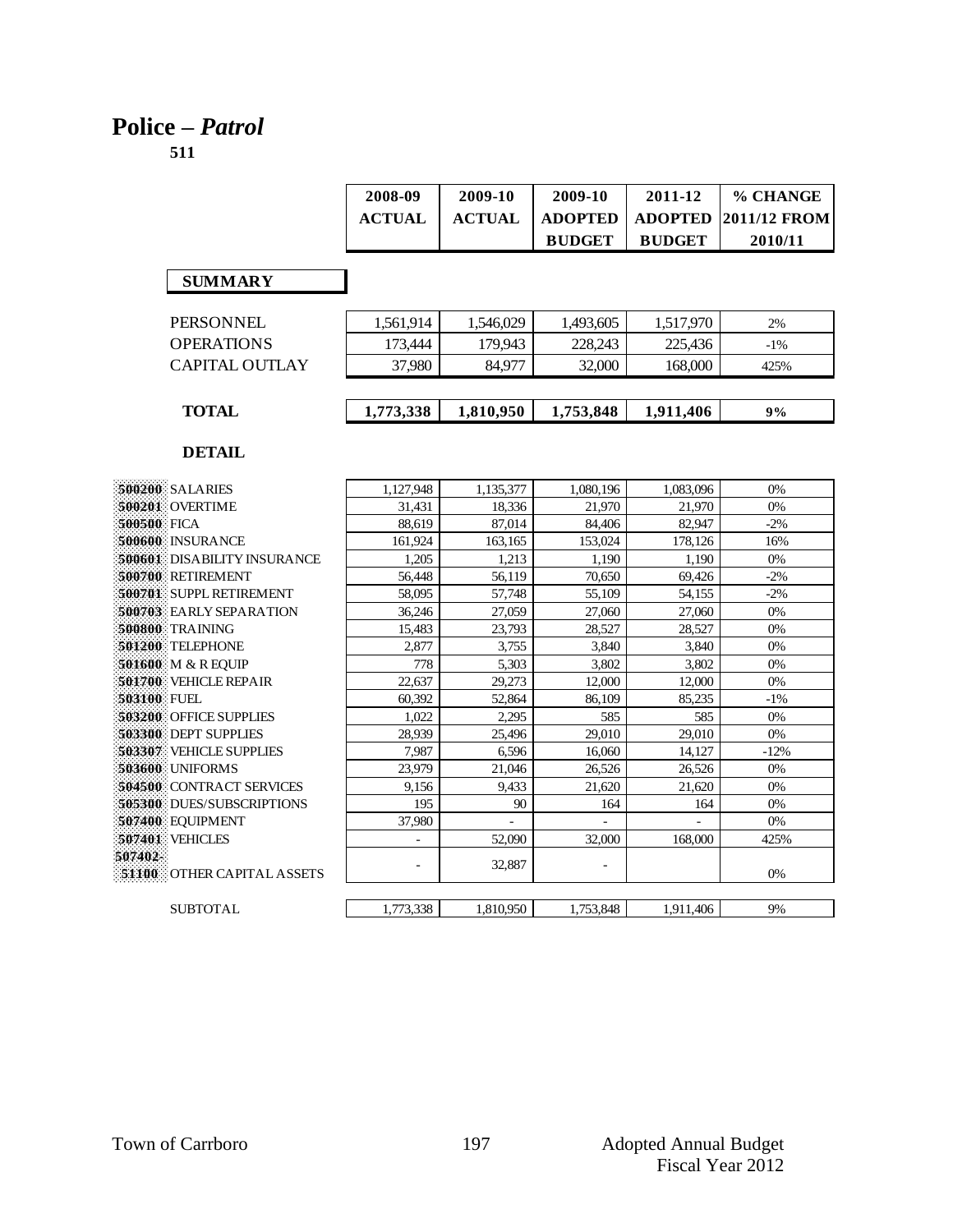# Police – *Patrol*

**511**

| | 2008-09 ACTUAL | 2009-10 ACTUAL | 2009-10 ADOPTED BUDGET | 2011-12 ADOPTED BUDGET | % CHANGE 2011/12 FROM 2010/11 |
|---|---|---|---|---|---|
| **SUMMARY** | | | | | |
| PERSONNEL | 1,561,914 | 1,546,029 | 1,493,605 | 1,517,970 | 2% |
| OPERATIONS | 173,444 | 179,943 | 228,243 | 225,436 | -1% |
| CAPITAL OUTLAY | 37,980 | 84,977 | 32,000 | 168,000 | 425% |
| **TOTAL** | **1,773,338** | **1,810,950** | **1,753,848** | **1,911,406** | **9%** |

**DETAIL**

| | | 2008-09 ACTUAL | 2009-10 ACTUAL | 2009-10 ADOPTED BUDGET | 2011-12 ADOPTED BUDGET | % CHANGE 2011/12 FROM 2010/11 |
|---|---|---|---|---|---|---|
| 500200 | SALARIES | 1,127,948 | 1,135,377 | 1,080,196 | 1,083,096 | 0% |
| 500201 | OVERTIME | 31,431 | 18,336 | 21,970 | 21,970 | 0% |
| 500500 | FICA | 88,619 | 87,014 | 84,406 | 82,947 | -2% |
| 500600 | INSURANCE | 161,924 | 163,165 | 153,024 | 178,126 | 16% |
| 500601 | DISABILITY INSURANCE | 1,205 | 1,213 | 1,190 | 1,190 | 0% |
| 500700 | RETIREMENT | 56,448 | 56,119 | 70,650 | 69,426 | -2% |
| 500701 | SUPPL RETIREMENT | 58,095 | 57,748 | 55,109 | 54,155 | -2% |
| 500703 | EARLY SEPARATION | 36,246 | 27,059 | 27,060 | 27,060 | 0% |
| 500800 | TRAINING | 15,483 | 23,793 | 28,527 | 28,527 | 0% |
| 501200 | TELEPHONE | 2,877 | 3,755 | 3,840 | 3,840 | 0% |
| 501600 | M & R EQUIP | 778 | 5,303 | 3,802 | 3,802 | 0% |
| 501700 | VEHICLE REPAIR | 22,637 | 29,273 | 12,000 | 12,000 | 0% |
| 503100 | FUEL | 60,392 | 52,864 | 86,109 | 85,235 | -1% |
| 503200 | OFFICE SUPPLIES | 1,022 | 2,295 | 585 | 585 | 0% |
| 503300 | DEPT SUPPLIES | 28,939 | 25,496 | 29,010 | 29,010 | 0% |
| 503307 | VEHICLE SUPPLIES | 7,987 | 6,596 | 16,060 | 14,127 | -12% |
| 503600 | UNIFORMS | 23,979 | 21,046 | 26,526 | 26,526 | 0% |
| 504500 | CONTRACT SERVICES | 9,156 | 9,433 | 21,620 | 21,620 | 0% |
| 505300 | DUES/SUBSCRIPTIONS | 195 | 90 | 164 | 164 | 0% |
| 507400 | EQUIPMENT | 37,980 | - | - | - | 0% |
| 507401 | VEHICLES | - | 52,090 | 32,000 | 168,000 | 425% |
| 507402-51100 | OTHER CAPITAL ASSETS | - | 32,887 | - | | 0% |
| | SUBTOTAL | 1,773,338 | 1,810,950 | 1,753,848 | 1,911,406 | 9% |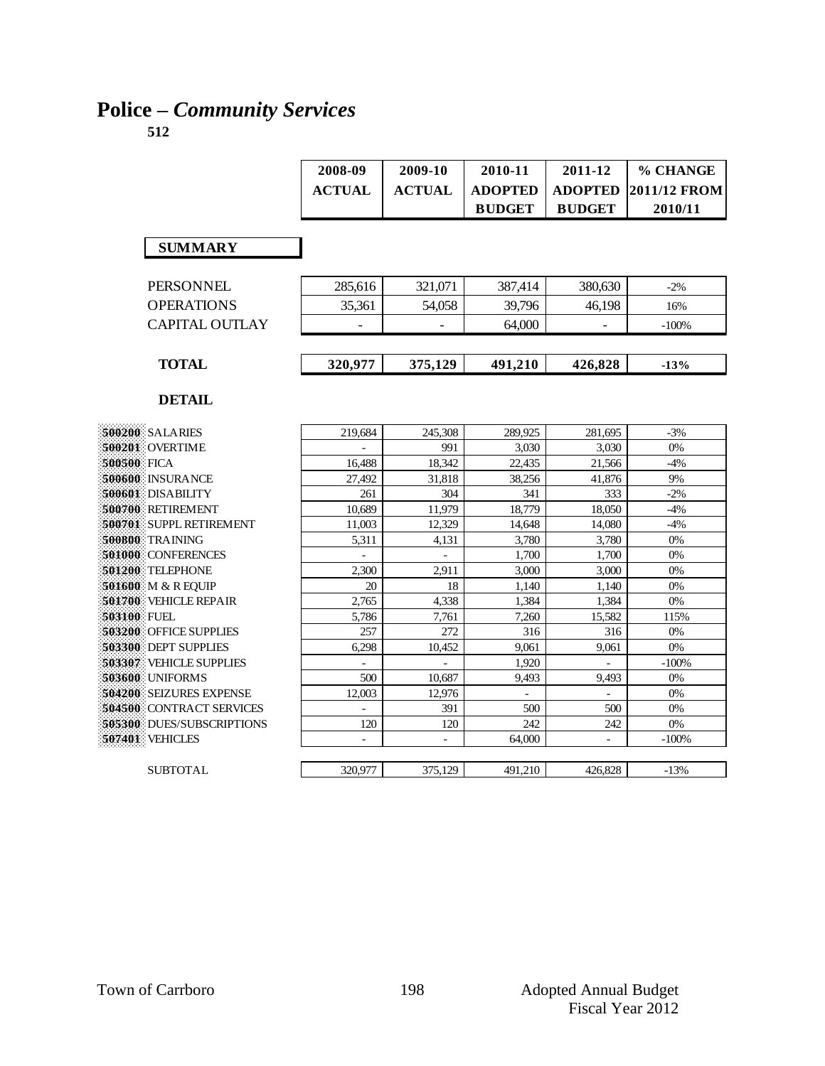# Police – *Community Services*

**512**

| | 2008-09 ACTUAL | 2009-10 ACTUAL | 2010-11 ADOPTED BUDGET | 2011-12 ADOPTED BUDGET | % CHANGE 2011/12 FROM 2010/11 |
|---|---|---|---|---|---|
| **SUMMARY** | | | | | |
| PERSONNEL | 285,616 | 321,071 | 387,414 | 380,630 | -2% |
| OPERATIONS | 35,361 | 54,058 | 39,796 | 46,198 | 16% |
| CAPITAL OUTLAY | - | - | 64,000 | - | -100% |
| **TOTAL** | **320,977** | **375,129** | **491,210** | **426,828** | **-13%** |

**DETAIL**

| | | 2008-09 ACTUAL | 2009-10 ACTUAL | 2010-11 ADOPTED BUDGET | 2011-12 ADOPTED BUDGET | % CHANGE 2011/12 FROM 2010/11 |
|---|---|---|---|---|---|---|
| 500200 | SALARIES | 219,684 | 245,308 | 289,925 | 281,695 | -3% |
| 500201 | OVERTIME | - | 991 | 3,030 | 3,030 | 0% |
| 500500 | FICA | 16,488 | 18,342 | 22,435 | 21,566 | -4% |
| 500600 | INSURANCE | 27,492 | 31,818 | 38,256 | 41,876 | 9% |
| 500601 | DISABILITY | 261 | 304 | 341 | 333 | -2% |
| 500700 | RETIREMENT | 10,689 | 11,979 | 18,779 | 18,050 | -4% |
| 500701 | SUPPL RETIREMENT | 11,003 | 12,329 | 14,648 | 14,080 | -4% |
| 500800 | TRAINING | 5,311 | 4,131 | 3,780 | 3,780 | 0% |
| 501000 | CONFERENCES | - | - | 1,700 | 1,700 | 0% |
| 501200 | TELEPHONE | 2,300 | 2,911 | 3,000 | 3,000 | 0% |
| 501600 | M & R EQUIP | 20 | 18 | 1,140 | 1,140 | 0% |
| 501700 | VEHICLE REPAIR | 2,765 | 4,338 | 1,384 | 1,384 | 0% |
| 503100 | FUEL | 5,786 | 7,761 | 7,260 | 15,582 | 115% |
| 503200 | OFFICE SUPPLIES | 257 | 272 | 316 | 316 | 0% |
| 503300 | DEPT SUPPLIES | 6,298 | 10,452 | 9,061 | 9,061 | 0% |
| 503307 | VEHICLE SUPPLIES | - | - | 1,920 | - | -100% |
| 503600 | UNIFORMS | 500 | 10,687 | 9,493 | 9,493 | 0% |
| 504200 | SEIZURES EXPENSE | 12,003 | 12,976 | - | - | 0% |
| 504500 | CONTRACT SERVICES | - | 391 | 500 | 500 | 0% |
| 505300 | DUES/SUBSCRIPTIONS | 120 | 120 | 242 | 242 | 0% |
| 507401 | VEHICLES | - | - | 64,000 | - | -100% |
| | SUBTOTAL | 320,977 | 375,129 | 491,210 | 426,828 | -13% |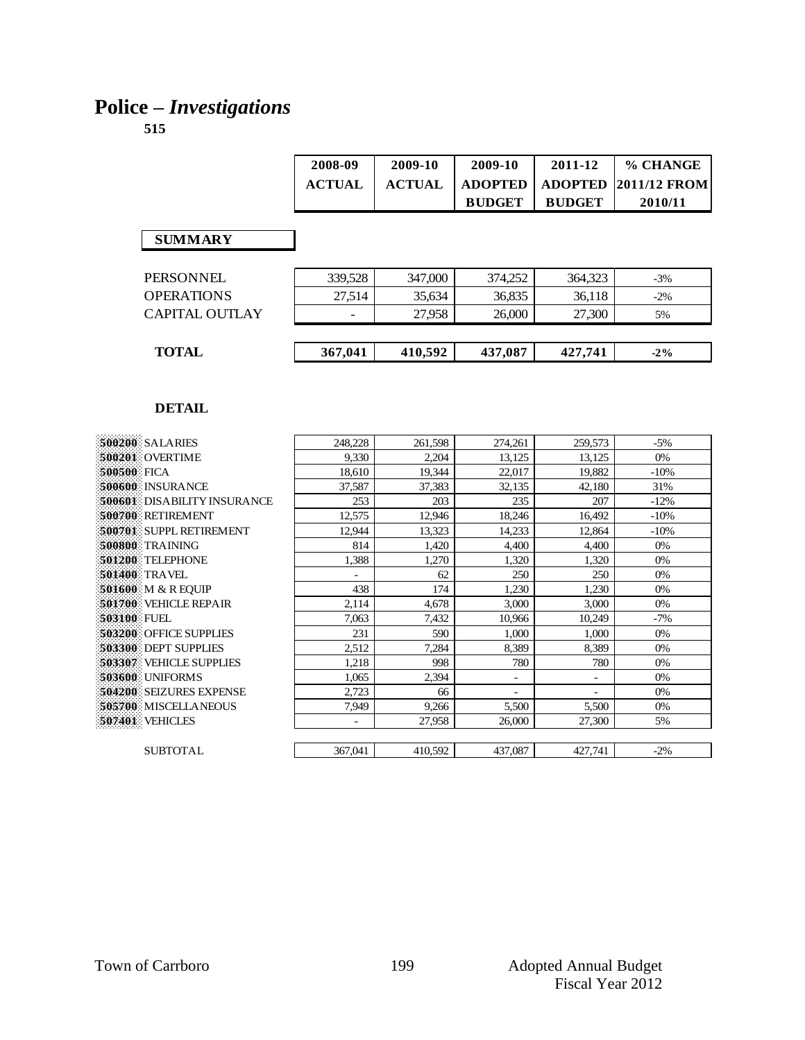# Police – *Investigations*

**515**

| | 2008-09 ACTUAL | 2009-10 ACTUAL | 2009-10 ADOPTED BUDGET | 2011-12 ADOPTED BUDGET | % CHANGE 2011/12 FROM 2010/11 |
|---|---|---|---|---|---|
| **SUMMARY** | | | | | |
| PERSONNEL | 339,528 | 347,000 | 374,252 | 364,323 | -3% |
| OPERATIONS | 27,514 | 35,634 | 36,835 | 36,118 | -2% |
| CAPITAL OUTLAY | - | 27,958 | 26,000 | 27,300 | 5% |
| **TOTAL** | **367,041** | **410,592** | **437,087** | **427,741** | **-2%** |

**DETAIL**

| | 2008-09 ACTUAL | 2009-10 ACTUAL | 2009-10 ADOPTED BUDGET | 2011-12 ADOPTED BUDGET | % CHANGE 2011/12 FROM 2010/11 |
|---|---|---|---|---|---|
| 500200 SALARIES | 248,228 | 261,598 | 274,261 | 259,573 | -5% |
| 500201 OVERTIME | 9,330 | 2,204 | 13,125 | 13,125 | 0% |
| 500500 FICA | 18,610 | 19,344 | 22,017 | 19,882 | -10% |
| 500600 INSURANCE | 37,587 | 37,383 | 32,135 | 42,180 | 31% |
| 500601 DISABILITY INSURANCE | 253 | 203 | 235 | 207 | -12% |
| 500700 RETIREMENT | 12,575 | 12,946 | 18,246 | 16,492 | -10% |
| 500701 SUPPL RETIREMENT | 12,944 | 13,323 | 14,233 | 12,864 | -10% |
| 500800 TRAINING | 814 | 1,420 | 4,400 | 4,400 | 0% |
| 501200 TELEPHONE | 1,388 | 1,270 | 1,320 | 1,320 | 0% |
| 501400 TRAVEL | - | 62 | 250 | 250 | 0% |
| 501600 M & R EQUIP | 438 | 174 | 1,230 | 1,230 | 0% |
| 501700 VEHICLE REPAIR | 2,114 | 4,678 | 3,000 | 3,000 | 0% |
| 503100 FUEL | 7,063 | 7,432 | 10,966 | 10,249 | -7% |
| 503200 OFFICE SUPPLIES | 231 | 590 | 1,000 | 1,000 | 0% |
| 503300 DEPT SUPPLIES | 2,512 | 7,284 | 8,389 | 8,389 | 0% |
| 503307 VEHICLE SUPPLIES | 1,218 | 998 | 780 | 780 | 0% |
| 503600 UNIFORMS | 1,065 | 2,394 | - | - | 0% |
| 504200 SEIZURES EXPENSE | 2,723 | 66 | - | - | 0% |
| 505700 MISCELLANEOUS | 7,949 | 9,266 | 5,500 | 5,500 | 0% |
| 507401 VEHICLES | - | 27,958 | 26,000 | 27,300 | 5% |
| SUBTOTAL | 367,041 | 410,592 | 437,087 | 427,741 | -2% |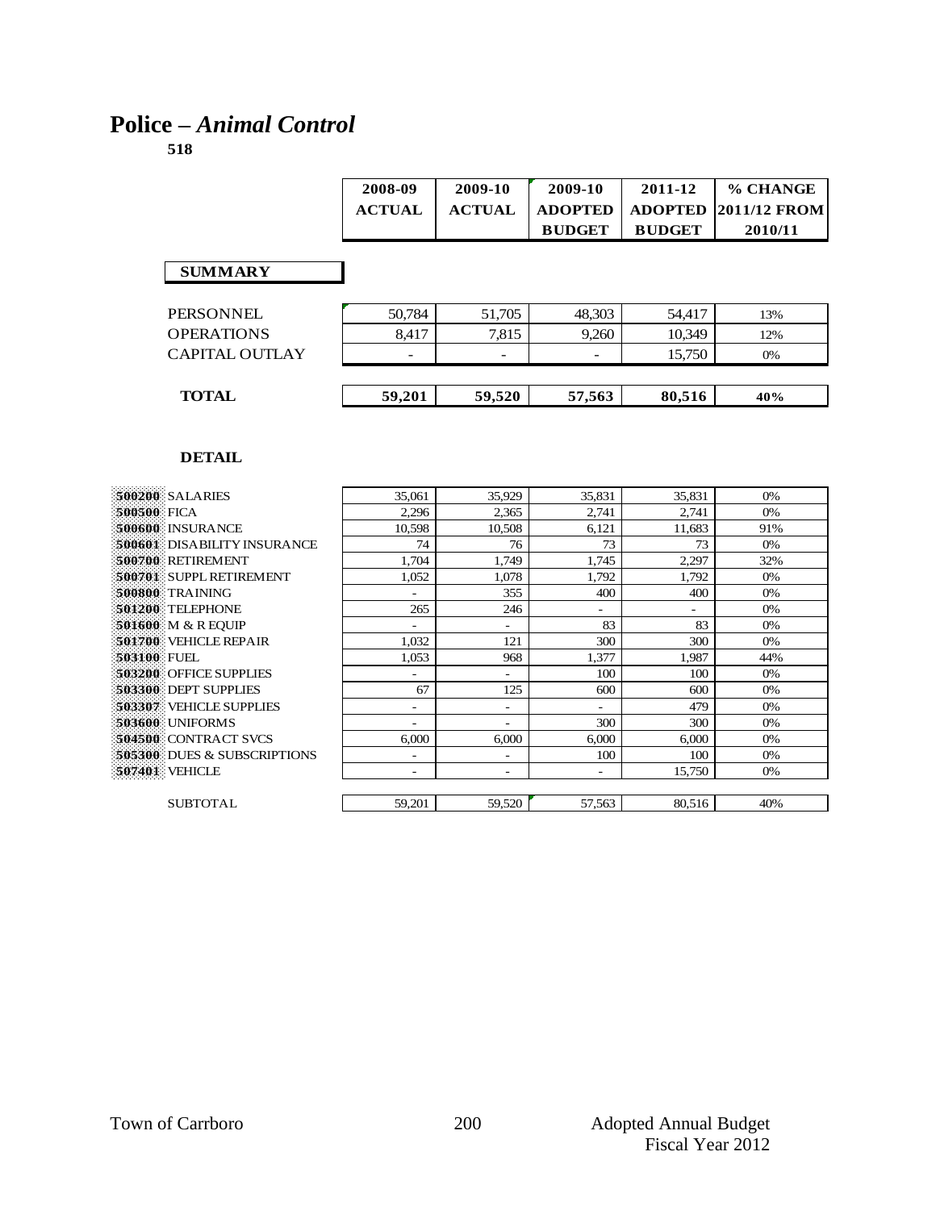# Police – *Animal Control*

**518**

| | 2008-09 ACTUAL | 2009-10 ACTUAL | 2009-10 ADOPTED BUDGET | 2011-12 ADOPTED BUDGET | % CHANGE 2011/12 FROM 2010/11 |
|---|---|---|---|---|---|
| **SUMMARY** | | | | | |
| PERSONNEL | 50,784 | 51,705 | 48,303 | 54,417 | 13% |
| OPERATIONS | 8,417 | 7,815 | 9,260 | 10,349 | 12% |
| CAPITAL OUTLAY | - | - | - | 15,750 | 0% |
| **TOTAL** | **59,201** | **59,520** | **57,563** | **80,516** | **40%** |

**DETAIL**

| | 2008-09 ACTUAL | 2009-10 ACTUAL | 2009-10 ADOPTED BUDGET | 2011-12 ADOPTED BUDGET | % CHANGE 2011/12 FROM 2010/11 |
|---|---|---|---|---|---|
| 500200 SALARIES | 35,061 | 35,929 | 35,831 | 35,831 | 0% |
| 500500 FICA | 2,296 | 2,365 | 2,741 | 2,741 | 0% |
| 500600 INSURANCE | 10,598 | 10,508 | 6,121 | 11,683 | 91% |
| 500601 DISABILITY INSURANCE | 74 | 76 | 73 | 73 | 0% |
| 500700 RETIREMENT | 1,704 | 1,749 | 1,745 | 2,297 | 32% |
| 500701 SUPPL RETIREMENT | 1,052 | 1,078 | 1,792 | 1,792 | 0% |
| 500800 TRAINING | - | 355 | 400 | 400 | 0% |
| 501200 TELEPHONE | 265 | 246 | - | - | 0% |
| 501600 M & R EQUIP | - | - | 83 | 83 | 0% |
| 501700 VEHICLE REPAIR | 1,032 | 121 | 300 | 300 | 0% |
| 503100 FUEL | 1,053 | 968 | 1,377 | 1,987 | 44% |
| 503200 OFFICE SUPPLIES | - | - | 100 | 100 | 0% |
| 503300 DEPT SUPPLIES | 67 | 125 | 600 | 600 | 0% |
| 503307 VEHICLE SUPPLIES | - | - | - | 479 | 0% |
| 503600 UNIFORMS | - | - | 300 | 300 | 0% |
| 504500 CONTRACT SVCS | 6,000 | 6,000 | 6,000 | 6,000 | 0% |
| 505300 DUES & SUBSCRIPTIONS | - | - | 100 | 100 | 0% |
| 507401 VEHICLE | - | - | - | 15,750 | 0% |
| SUBTOTAL | 59,201 | 59,520 | 57,563 | 80,516 | 40% |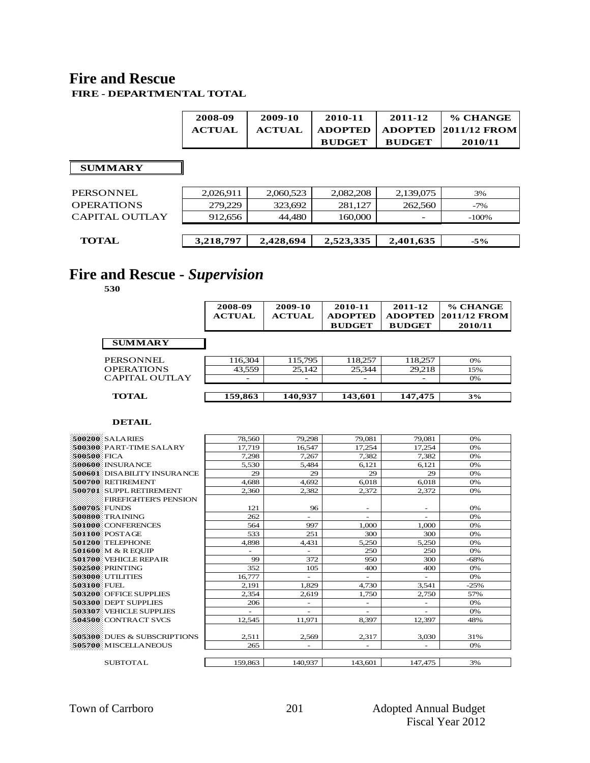# Fire and Rescue

**FIRE - DEPARTMENTAL TOTAL**

| | 2008-09 ACTUAL | 2009-10 ACTUAL | 2010-11 ADOPTED BUDGET | 2011-12 ADOPTED BUDGET | % CHANGE 2011/12 FROM 2010/11 |
|---|---|---|---|---|---|
| **SUMMARY** | | | | | |
| PERSONNEL | 2,026,911 | 2,060,523 | 2,082,208 | 2,139,075 | 3% |
| OPERATIONS | 279,229 | 323,692 | 281,127 | 262,560 | -7% |
| CAPITAL OUTLAY | 912,656 | 44,480 | 160,000 | - | -100% |
| **TOTAL** | **3,218,797** | **2,428,694** | **2,523,335** | **2,401,635** | **-5%** |

# Fire and Rescue - *Supervision*

**530**

| | 2008-09 ACTUAL | 2009-10 ACTUAL | 2010-11 ADOPTED BUDGET | 2011-12 ADOPTED BUDGET | % CHANGE 2011/12 FROM 2010/11 |
|---|---|---|---|---|---|
| **SUMMARY** | | | | | |
| PERSONNEL | 116,304 | 115,795 | 118,257 | 118,257 | 0% |
| OPERATIONS | 43,559 | 25,142 | 25,344 | 29,218 | 15% |
| CAPITAL OUTLAY | - | - | - | - | 0% |
| **TOTAL** | **159,863** | **140,937** | **143,601** | **147,475** | **3%** |

**DETAIL**

| | 2008-09 ACTUAL | 2009-10 ACTUAL | 2010-11 ADOPTED BUDGET | 2011-12 ADOPTED BUDGET | % CHANGE 2011/12 FROM 2010/11 |
|---|---|---|---|---|---|
| 500200 SALARIES | 78,560 | 79,298 | 79,081 | 79,081 | 0% |
| 500300 PART-TIME SALARY | 17,719 | 16,547 | 17,254 | 17,254 | 0% |
| 500500 FICA | 7,298 | 7,267 | 7,382 | 7,382 | 0% |
| 500600 INSURANCE | 5,530 | 5,484 | 6,121 | 6,121 | 0% |
| 500601 DISABILITY INSURANCE | 29 | 29 | 29 | 29 | 0% |
| 500700 RETIREMENT | 4,688 | 4,692 | 6,018 | 6,018 | 0% |
| 500701 SUPPL RETIREMENT | 2,360 | 2,382 | 2,372 | 2,372 | 0% |
| 500705 FIREFIGHTER'S PENSION FUNDS | 121 | 96 | - | - | 0% |
| 500800 TRAINING | 262 | - | - | - | 0% |
| 501000 CONFERENCES | 564 | 997 | 1,000 | 1,000 | 0% |
| 501100 POSTAGE | 533 | 251 | 300 | 300 | 0% |
| 501200 TELEPHONE | 4,898 | 4,431 | 5,250 | 5,250 | 0% |
| 501600 M & R EQUIP | - | - | 250 | 250 | 0% |
| 501700 VEHICLE REPAIR | 99 | 372 | 950 | 300 | -68% |
| 502500 PRINTING | 352 | 105 | 400 | 400 | 0% |
| 503000 UTILITIES | 16,777 | - | - | - | 0% |
| 503100 FUEL | 2,191 | 1,829 | 4,730 | 3,541 | -25% |
| 503200 OFFICE SUPPLIES | 2,354 | 2,619 | 1,750 | 2,750 | 57% |
| 503300 DEPT SUPPLIES | 206 | - | - | - | 0% |
| 503307 VEHICLE SUPPLIES | - | - | - | - | 0% |
| 504500 CONTRACT SVCS | 12,545 | 11,971 | 8,397 | 12,397 | 48% |
| 505300 DUES & SUBSCRIPTIONS | 2,511 | 2,569 | 2,317 | 3,030 | 31% |
| 505700 MISCELLANEOUS | 265 | - | - | - | 0% |
| SUBTOTAL | 159,863 | 140,937 | 143,601 | 147,475 | 3% |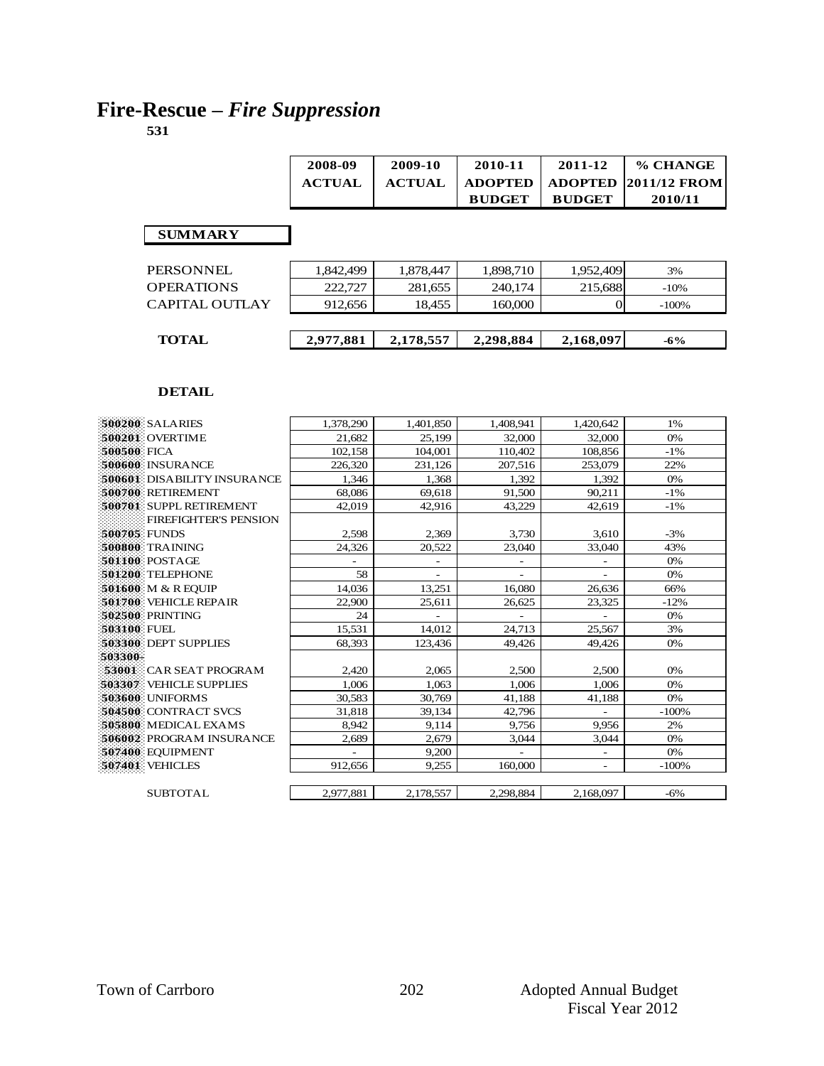# Fire-Rescue – *Fire Suppression*

**531**

| | 2008-09 ACTUAL | 2009-10 ACTUAL | 2010-11 ADOPTED BUDGET | 2011-12 ADOPTED BUDGET | % CHANGE 2011/12 FROM 2010/11 |
|---|---|---|---|---|---|
| **SUMMARY** | | | | | |
| PERSONNEL | 1,842,499 | 1,878,447 | 1,898,710 | 1,952,409 | 3% |
| OPERATIONS | 222,727 | 281,655 | 240,174 | 215,688 | -10% |
| CAPITAL OUTLAY | 912,656 | 18,455 | 160,000 | 0 | -100% |
| **TOTAL** | **2,977,881** | **2,178,557** | **2,298,884** | **2,168,097** | **-6%** |

**DETAIL**

| | | 2008-09 ACTUAL | 2009-10 ACTUAL | 2010-11 ADOPTED BUDGET | 2011-12 ADOPTED BUDGET | % CHANGE 2011/12 FROM 2010/11 |
|---|---|---|---|---|---|---|
| 500200 | SALARIES | 1,378,290 | 1,401,850 | 1,408,941 | 1,420,642 | 1% |
| 500201 | OVERTIME | 21,682 | 25,199 | 32,000 | 32,000 | 0% |
| 500500 | FICA | 102,158 | 104,001 | 110,402 | 108,856 | -1% |
| 500600 | INSURANCE | 226,320 | 231,126 | 207,516 | 253,079 | 22% |
| 500601 | DISABILITY INSURANCE | 1,346 | 1,368 | 1,392 | 1,392 | 0% |
| 500700 | RETIREMENT | 68,086 | 69,618 | 91,500 | 90,211 | -1% |
| 500701 | SUPPL RETIREMENT | 42,019 | 42,916 | 43,229 | 42,619 | -1% |
| 500705 | FIREFIGHTER'S PENSION FUNDS | 2,598 | 2,369 | 3,730 | 3,610 | -3% |
| 500800 | TRAINING | 24,326 | 20,522 | 23,040 | 33,040 | 43% |
| 501100 | POSTAGE | - | - | - | - | 0% |
| 501200 | TELEPHONE | 58 | - | - | - | 0% |
| 501600 | M & R EQUIP | 14,036 | 13,251 | 16,080 | 26,636 | 66% |
| 501700 | VEHICLE REPAIR | 22,900 | 25,611 | 26,625 | 23,325 | -12% |
| 502500 | PRINTING | 24 | - | - | - | 0% |
| 503100 | FUEL | 15,531 | 14,012 | 24,713 | 25,567 | 3% |
| 503300 | DEPT SUPPLIES | 68,393 | 123,436 | 49,426 | 49,426 | 0% |
| 503300-53001 | CAR SEAT PROGRAM | 2,420 | 2,065 | 2,500 | 2,500 | 0% |
| 503307 | VEHICLE SUPPLIES | 1,006 | 1,063 | 1,006 | 1,006 | 0% |
| 503600 | UNIFORMS | 30,583 | 30,769 | 41,188 | 41,188 | 0% |
| 504500 | CONTRACT SVCS | 31,818 | 39,134 | 42,796 | - | -100% |
| 505800 | MEDICAL EXAMS | 8,942 | 9,114 | 9,756 | 9,956 | 2% |
| 506002 | PROGRAM INSURANCE | 2,689 | 2,679 | 3,044 | 3,044 | 0% |
| 507400 | EQUIPMENT | - | 9,200 | - | - | 0% |
| 507401 | VEHICLES | 912,656 | 9,255 | 160,000 | - | -100% |
| | SUBTOTAL | 2,977,881 | 2,178,557 | 2,298,884 | 2,168,097 | -6% |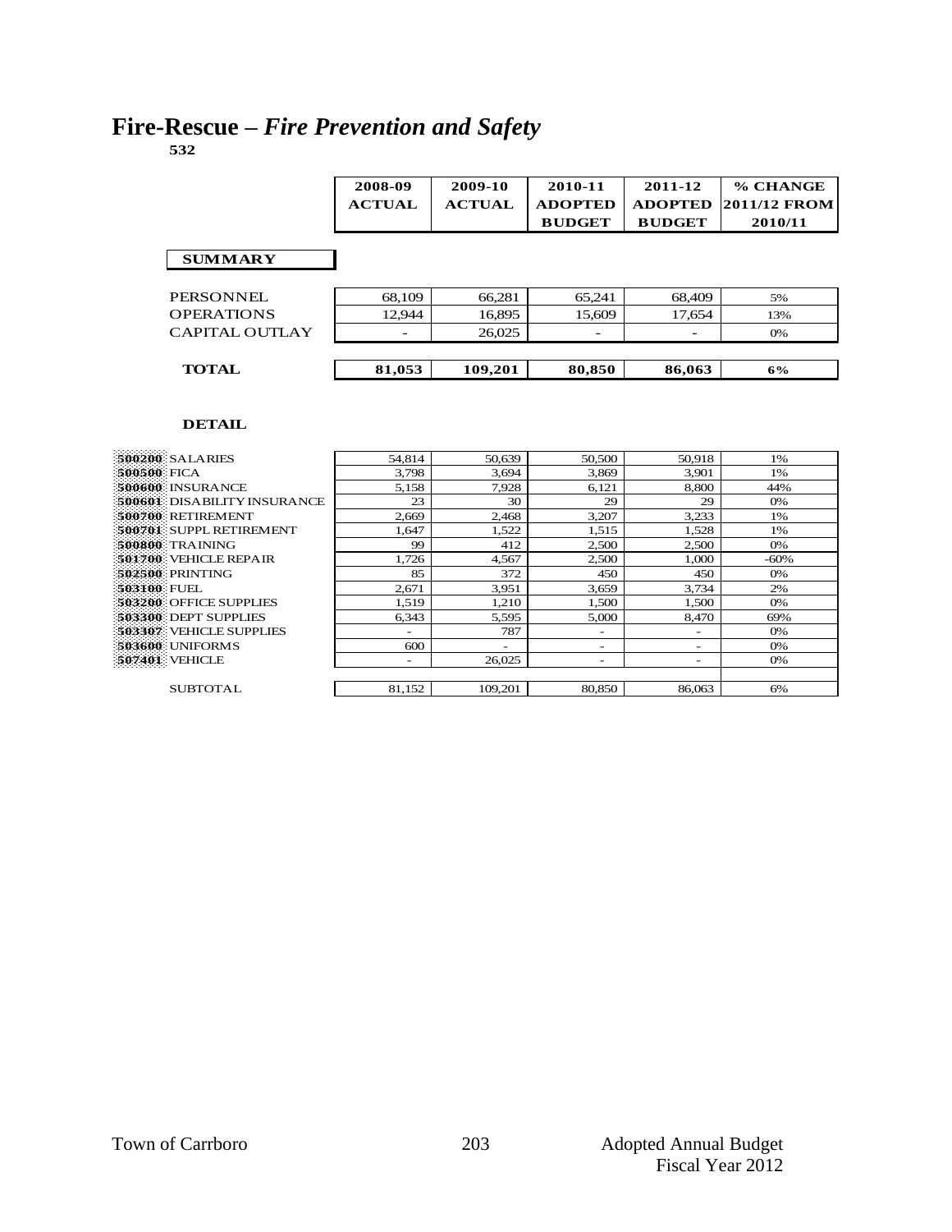# Fire-Rescue – *Fire Prevention and Safety*

**532**

| | 2008-09 ACTUAL | 2009-10 ACTUAL | 2010-11 ADOPTED BUDGET | 2011-12 ADOPTED BUDGET | % CHANGE 2011/12 FROM 2010/11 |
|---|---|---|---|---|---|
| **SUMMARY** | | | | | |
| PERSONNEL | 68,109 | 66,281 | 65,241 | 68,409 | 5% |
| OPERATIONS | 12,944 | 16,895 | 15,609 | 17,654 | 13% |
| CAPITAL OUTLAY | - | 26,025 | - | - | 0% |
| **TOTAL** | **81,053** | **109,201** | **80,850** | **86,063** | **6%** |

**DETAIL**

| | 2008-09 ACTUAL | 2009-10 ACTUAL | 2010-11 ADOPTED BUDGET | 2011-12 ADOPTED BUDGET | % CHANGE 2011/12 FROM 2010/11 |
|---|---|---|---|---|---|
| 500200 SALARIES | 54,814 | 50,639 | 50,500 | 50,918 | 1% |
| 500500 FICA | 3,798 | 3,694 | 3,869 | 3,901 | 1% |
| 500600 INSURANCE | 5,158 | 7,928 | 6,121 | 8,800 | 44% |
| 500601 DISABILITY INSURANCE | 23 | 30 | 29 | 29 | 0% |
| 500700 RETIREMENT | 2,669 | 2,468 | 3,207 | 3,233 | 1% |
| 500701 SUPPL RETIREMENT | 1,647 | 1,522 | 1,515 | 1,528 | 1% |
| 500800 TRAINING | 99 | 412 | 2,500 | 2,500 | 0% |
| 501700 VEHICLE REPAIR | 1,726 | 4,567 | 2,500 | 1,000 | -60% |
| 502500 PRINTING | 85 | 372 | 450 | 450 | 0% |
| 503100 FUEL | 2,671 | 3,951 | 3,659 | 3,734 | 2% |
| 503200 OFFICE SUPPLIES | 1,519 | 1,210 | 1,500 | 1,500 | 0% |
| 503300 DEPT SUPPLIES | 6,343 | 5,595 | 5,000 | 8,470 | 69% |
| 503307 VEHICLE SUPPLIES | - | 787 | - | - | 0% |
| 503600 UNIFORMS | 600 | - | - | - | 0% |
| 507401 VEHICLE | - | 26,025 | - | - | 0% |
| SUBTOTAL | 81,152 | 109,201 | 80,850 | 86,063 | 6% |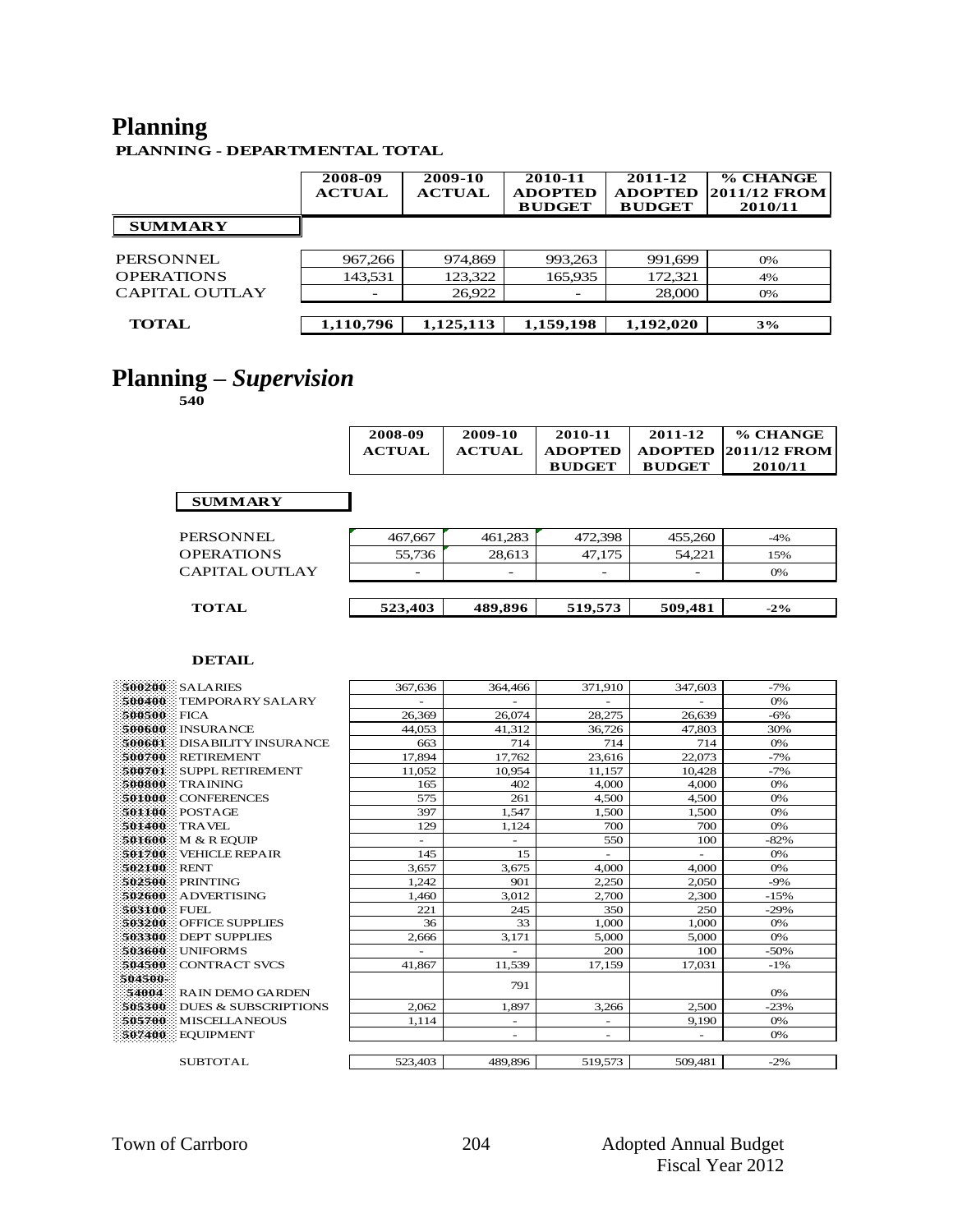# Planning

**PLANNING - DEPARTMENTAL TOTAL**

| | 2008-09 ACTUAL | 2009-10 ACTUAL | 2010-11 ADOPTED BUDGET | 2011-12 ADOPTED BUDGET | % CHANGE 2011/12 FROM 2010/11 |
|---|---|---|---|---|---|
| **SUMMARY** | | | | | |
| PERSONNEL | 967,266 | 974,869 | 993,263 | 991,699 | 0% |
| OPERATIONS | 143,531 | 123,322 | 165,935 | 172,321 | 4% |
| CAPITAL OUTLAY | - | 26,922 | - | 28,000 | 0% |
| **TOTAL** | **1,110,796** | **1,125,113** | **1,159,198** | **1,192,020** | **3%** |

# Planning – *Supervision*

**540**

| | 2008-09 ACTUAL | 2009-10 ACTUAL | 2010-11 ADOPTED BUDGET | 2011-12 ADOPTED BUDGET | % CHANGE 2011/12 FROM 2010/11 |
|---|---|---|---|---|---|
| **SUMMARY** | | | | | |
| PERSONNEL | 467,667 | 461,283 | 472,398 | 455,260 | -4% |
| OPERATIONS | 55,736 | 28,613 | 47,175 | 54,221 | 15% |
| CAPITAL OUTLAY | - | - | - | - | 0% |
| **TOTAL** | **523,403** | **489,896** | **519,573** | **509,481** | **-2%** |

**DETAIL**

| | | 2008-09 ACTUAL | 2009-10 ACTUAL | 2010-11 ADOPTED BUDGET | 2011-12 ADOPTED BUDGET | % CHANGE 2011/12 FROM 2010/11 |
|---|---|---|---|---|---|---|
| 500200 | SALARIES | 367,636 | 364,466 | 371,910 | 347,603 | -7% |
| 500400 | TEMPORARY SALARY | - | - | - | - | 0% |
| 500500 | FICA | 26,369 | 26,074 | 28,275 | 26,639 | -6% |
| 500600 | INSURANCE | 44,053 | 41,312 | 36,726 | 47,803 | 30% |
| 500601 | DISABILITY INSURANCE | 663 | 714 | 714 | 714 | 0% |
| 500700 | RETIREMENT | 17,894 | 17,762 | 23,616 | 22,073 | -7% |
| 500701 | SUPPL RETIREMENT | 11,052 | 10,954 | 11,157 | 10,428 | -7% |
| 500800 | TRAINING | 165 | 402 | 4,000 | 4,000 | 0% |
| 501000 | CONFERENCES | 575 | 261 | 4,500 | 4,500 | 0% |
| 501100 | POSTAGE | 397 | 1,547 | 1,500 | 1,500 | 0% |
| 501400 | TRAVEL | 129 | 1,124 | 700 | 700 | 0% |
| 501600 | M & R EQUIP | - | - | 550 | 100 | -82% |
| 501700 | VEHICLE REPAIR | 145 | 15 | - | - | 0% |
| 502100 | RENT | 3,657 | 3,675 | 4,000 | 4,000 | 0% |
| 502500 | PRINTING | 1,242 | 901 | 2,250 | 2,050 | -9% |
| 502600 | ADVERTISING | 1,460 | 3,012 | 2,700 | 2,300 | -15% |
| 503100 | FUEL | 221 | 245 | 350 | 250 | -29% |
| 503200 | OFFICE SUPPLIES | 36 | 33 | 1,000 | 1,000 | 0% |
| 503300 | DEPT SUPPLIES | 2,666 | 3,171 | 5,000 | 5,000 | 0% |
| 503600 | UNIFORMS | - | - | 200 | 100 | -50% |
| 504500 | CONTRACT SVCS | 41,867 | 11,539 | 17,159 | 17,031 | -1% |
| 504500-54004 | RAIN DEMO GARDEN | | 791 | | | 0% |
| 505300 | DUES & SUBSCRIPTIONS | 2,062 | 1,897 | 3,266 | 2,500 | -23% |
| 505700 | MISCELLANEOUS | 1,114 | - | - | 9,190 | 0% |
| 507400 | EQUIPMENT | | - | - | - | 0% |
| | SUBTOTAL | 523,403 | 489,896 | 519,573 | 509,481 | -2% |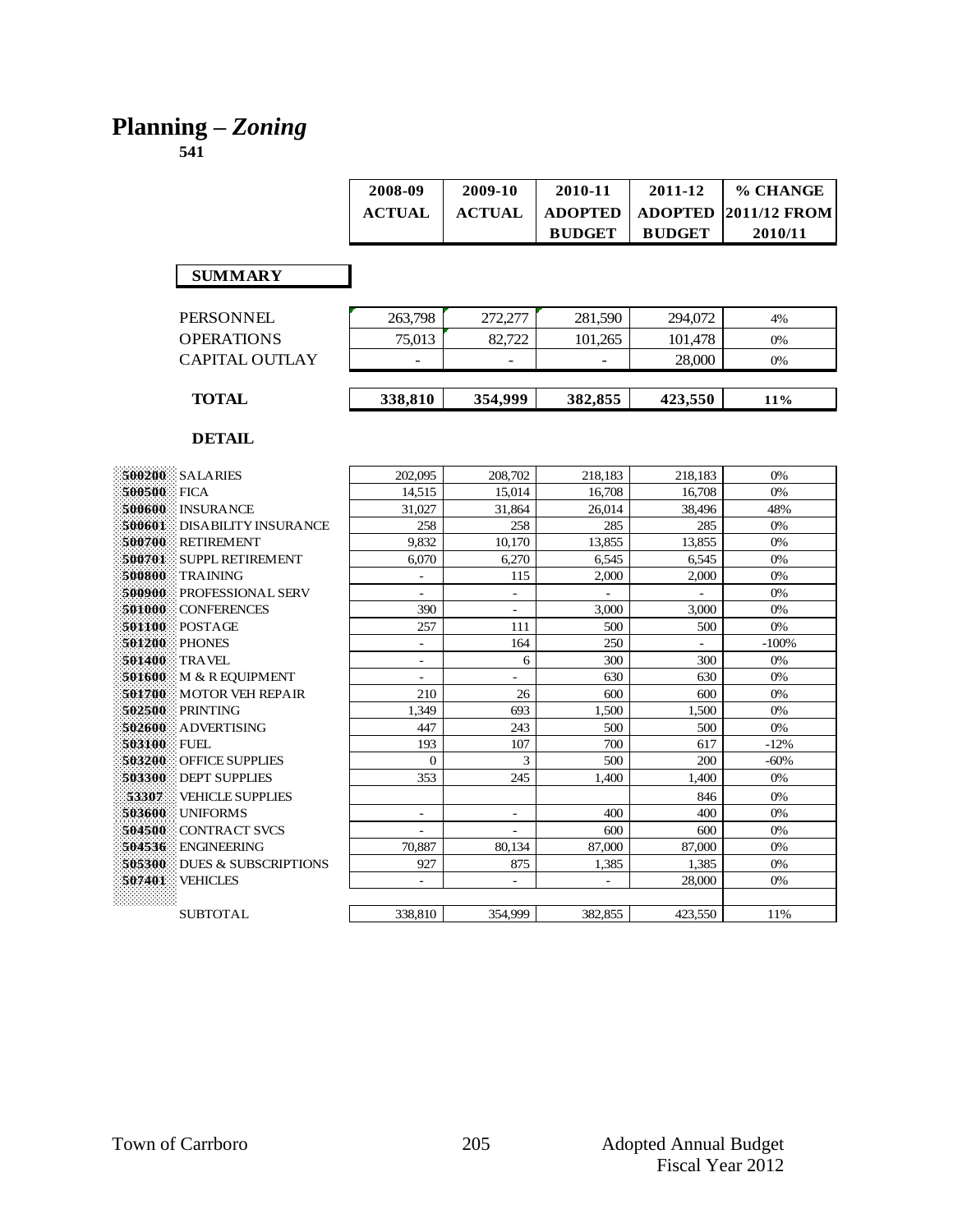# Planning – *Zoning*

**541**

| | 2008-09 ACTUAL | 2009-10 ACTUAL | 2010-11 ADOPTED BUDGET | 2011-12 ADOPTED BUDGET | % CHANGE 2011/12 FROM 2010/11 |
|---|---|---|---|---|---|
| **SUMMARY** | | | | | |
| PERSONNEL | 263,798 | 272,277 | 281,590 | 294,072 | 4% |
| OPERATIONS | 75,013 | 82,722 | 101,265 | 101,478 | 0% |
| CAPITAL OUTLAY | - | - | - | 28,000 | 0% |
| **TOTAL** | **338,810** | **354,999** | **382,855** | **423,550** | **11%** |

**DETAIL**

| Code | Account | 2008-09 ACTUAL | 2009-10 ACTUAL | 2010-11 ADOPTED BUDGET | 2011-12 ADOPTED BUDGET | % CHANGE 2011/12 FROM 2010/11 |
|---|---|---|---|---|---|---|
| 500200 | SALARIES | 202,095 | 208,702 | 218,183 | 218,183 | 0% |
| 500500 | FICA | 14,515 | 15,014 | 16,708 | 16,708 | 0% |
| 500600 | INSURANCE | 31,027 | 31,864 | 26,014 | 38,496 | 48% |
| 500601 | DISABILITY INSURANCE | 258 | 258 | 285 | 285 | 0% |
| 500700 | RETIREMENT | 9,832 | 10,170 | 13,855 | 13,855 | 0% |
| 500701 | SUPPL RETIREMENT | 6,070 | 6,270 | 6,545 | 6,545 | 0% |
| 500800 | TRAINING | - | 115 | 2,000 | 2,000 | 0% |
| 500900 | PROFESSIONAL SERV | - | - | - | - | 0% |
| 501000 | CONFERENCES | 390 | - | 3,000 | 3,000 | 0% |
| 501100 | POSTAGE | 257 | 111 | 500 | 500 | 0% |
| 501200 | PHONES | - | 164 | 250 | - | -100% |
| 501400 | TRAVEL | - | 6 | 300 | 300 | 0% |
| 501600 | M & R EQUIPMENT | - | - | 630 | 630 | 0% |
| 501700 | MOTOR VEH REPAIR | 210 | 26 | 600 | 600 | 0% |
| 502500 | PRINTING | 1,349 | 693 | 1,500 | 1,500 | 0% |
| 502600 | ADVERTISING | 447 | 243 | 500 | 500 | 0% |
| 503100 | FUEL | 193 | 107 | 700 | 617 | -12% |
| 503200 | OFFICE SUPPLIES | 0 | 3 | 500 | 200 | -60% |
| 503300 | DEPT SUPPLIES | 353 | 245 | 1,400 | 1,400 | 0% |
| 53307 | VEHICLE SUPPLIES | | | | 846 | 0% |
| 503600 | UNIFORMS | - | - | 400 | 400 | 0% |
| 504500 | CONTRACT SVCS | - | - | 600 | 600 | 0% |
| 504536 | ENGINEERING | 70,887 | 80,134 | 87,000 | 87,000 | 0% |
| 505300 | DUES & SUBSCRIPTIONS | 927 | 875 | 1,385 | 1,385 | 0% |
| 507401 | VEHICLES | - | - | - | 28,000 | 0% |
| | SUBTOTAL | 338,810 | 354,999 | 382,855 | 423,550 | 11% |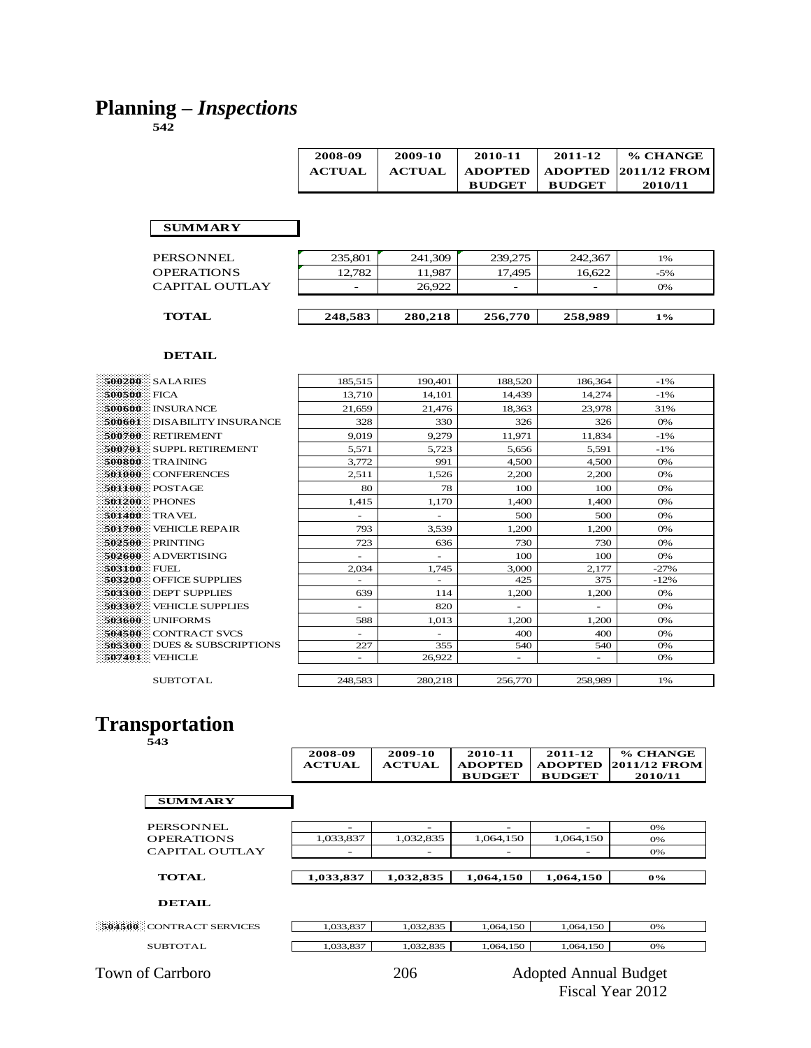# Planning – *Inspections*

542

| | 2008-09 ACTUAL | 2009-10 ACTUAL | 2010-11 ADOPTED BUDGET | 2011-12 ADOPTED BUDGET | % CHANGE 2011/12 FROM 2010/11 |
|---|---|---|---|---|---|
| **SUMMARY** | | | | | |
| PERSONNEL | 235,801 | 241,309 | 239,275 | 242,367 | 1% |
| OPERATIONS | 12,782 | 11,987 | 17,495 | 16,622 | -5% |
| CAPITAL OUTLAY | - | 26,922 | - | - | 0% |
| **TOTAL** | **248,583** | **280,218** | **256,770** | **258,989** | **1%** |

**DETAIL**

| | | 2008-09 ACTUAL | 2009-10 ACTUAL | 2010-11 ADOPTED BUDGET | 2011-12 ADOPTED BUDGET | % CHANGE 2011/12 FROM 2010/11 |
|---|---|---|---|---|---|---|
| 500200 | SALARIES | 185,515 | 190,401 | 188,520 | 186,364 | -1% |
| 500500 | FICA | 13,710 | 14,101 | 14,439 | 14,274 | -1% |
| 500600 | INSURANCE | 21,659 | 21,476 | 18,363 | 23,978 | 31% |
| 500601 | DISABILITY INSURANCE | 328 | 330 | 326 | 326 | 0% |
| 500700 | RETIREMENT | 9,019 | 9,279 | 11,971 | 11,834 | -1% |
| 500701 | SUPPL RETIREMENT | 5,571 | 5,723 | 5,656 | 5,591 | -1% |
| 500800 | TRAINING | 3,772 | 991 | 4,500 | 4,500 | 0% |
| 501000 | CONFERENCES | 2,511 | 1,526 | 2,200 | 2,200 | 0% |
| 501100 | POSTAGE | 80 | 78 | 100 | 100 | 0% |
| 501200 | PHONES | 1,415 | 1,170 | 1,400 | 1,400 | 0% |
| 501400 | TRAVEL | - | - | 500 | 500 | 0% |
| 501700 | VEHICLE REPAIR | 793 | 3,539 | 1,200 | 1,200 | 0% |
| 502500 | PRINTING | 723 | 636 | 730 | 730 | 0% |
| 502600 | ADVERTISING | - | - | 100 | 100 | 0% |
| 503100 | FUEL | 2,034 | 1,745 | 3,000 | 2,177 | -27% |
| 503200 | OFFICE SUPPLIES | - | - | 425 | 375 | -12% |
| 503300 | DEPT SUPPLIES | 639 | 114 | 1,200 | 1,200 | 0% |
| 503307 | VEHICLE SUPPLIES | - | 820 | - | - | 0% |
| 503600 | UNIFORMS | 588 | 1,013 | 1,200 | 1,200 | 0% |
| 504500 | CONTRACT SVCS | - | - | 400 | 400 | 0% |
| 505300 | DUES & SUBSCRIPTIONS | 227 | 355 | 540 | 540 | 0% |
| 507401 | VEHICLE | - | 26,922 | - | - | 0% |
| | SUBTOTAL | 248,583 | 280,218 | 256,770 | 258,989 | 1% |

# Transportation

543

| | 2008-09 ACTUAL | 2009-10 ACTUAL | 2010-11 ADOPTED BUDGET | 2011-12 ADOPTED BUDGET | % CHANGE 2011/12 FROM 2010/11 |
|---|---|---|---|---|---|
| **SUMMARY** | | | | | |
| PERSONNEL | - | - | - | - | 0% |
| OPERATIONS | 1,033,837 | 1,032,835 | 1,064,150 | 1,064,150 | 0% |
| CAPITAL OUTLAY | - | - | - | - | 0% |
| **TOTAL** | **1,033,837** | **1,032,835** | **1,064,150** | **1,064,150** | **0%** |

**DETAIL**

| | | 2008-09 ACTUAL | 2009-10 ACTUAL | 2010-11 ADOPTED BUDGET | 2011-12 ADOPTED BUDGET | % CHANGE 2011/12 FROM 2010/11 |
|---|---|---|---|---|---|---|
| 504500 | CONTRACT SERVICES | 1,033,837 | 1,032,835 | 1,064,150 | 1,064,150 | 0% |
| | SUBTOTAL | 1,033,837 | 1,032,835 | 1,064,150 | 1,064,150 | 0% |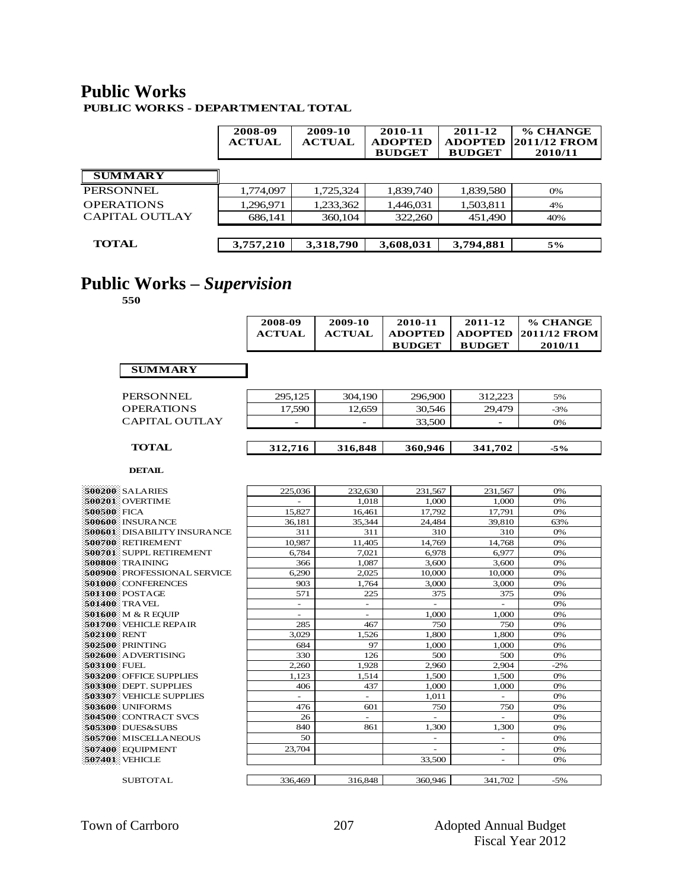# Public Works

**PUBLIC WORKS - DEPARTMENTAL TOTAL**

| | 2008-09 ACTUAL | 2009-10 ACTUAL | 2010-11 ADOPTED BUDGET | 2011-12 ADOPTED BUDGET | % CHANGE 2011/12 FROM 2010/11 |
|---|---|---|---|---|---|
| **SUMMARY** | | | | | |
| PERSONNEL | 1,774,097 | 1,725,324 | 1,839,740 | 1,839,580 | 0% |
| OPERATIONS | 1,296,971 | 1,233,362 | 1,446,031 | 1,503,811 | 4% |
| CAPITAL OUTLAY | 686,141 | 360,104 | 322,260 | 451,490 | 40% |
| **TOTAL** | **3,757,210** | **3,318,790** | **3,608,031** | **3,794,881** | **5%** |

# Public Works – *Supervision*

**550**

| | 2008-09 ACTUAL | 2009-10 ACTUAL | 2010-11 ADOPTED BUDGET | 2011-12 ADOPTED BUDGET | % CHANGE 2011/12 FROM 2010/11 |
|---|---|---|---|---|---|
| **SUMMARY** | | | | | |
| PERSONNEL | 295,125 | 304,190 | 296,900 | 312,223 | 5% |
| OPERATIONS | 17,590 | 12,659 | 30,546 | 29,479 | -3% |
| CAPITAL OUTLAY | - | - | 33,500 | - | 0% |
| **TOTAL** | **312,716** | **316,848** | **360,946** | **341,702** | **-5%** |

**DETAIL**

| | 2008-09 ACTUAL | 2009-10 ACTUAL | 2010-11 ADOPTED BUDGET | 2011-12 ADOPTED BUDGET | % CHANGE 2011/12 FROM 2010/11 |
|---|---|---|---|---|---|
| 500200 SALARIES | 225,036 | 232,630 | 231,567 | 231,567 | 0% |
| 500201 OVERTIME | - | 1,018 | 1,000 | 1,000 | 0% |
| 500500 FICA | 15,827 | 16,461 | 17,792 | 17,791 | 0% |
| 500600 INSURANCE | 36,181 | 35,344 | 24,484 | 39,810 | 63% |
| 500601 DISABILITY INSURANCE | 311 | 311 | 310 | 310 | 0% |
| 500700 RETIREMENT | 10,987 | 11,405 | 14,769 | 14,768 | 0% |
| 500701 SUPPL RETIREMENT | 6,784 | 7,021 | 6,978 | 6,977 | 0% |
| 500800 TRAINING | 366 | 1,087 | 3,600 | 3,600 | 0% |
| 500900 PROFESSIONAL SERVICE | 6,290 | 2,025 | 10,000 | 10,000 | 0% |
| 501000 CONFERENCES | 903 | 1,764 | 3,000 | 3,000 | 0% |
| 501100 POSTAGE | 571 | 225 | 375 | 375 | 0% |
| 501400 TRAVEL | - | - | - | - | 0% |
| 501600 M & R EQUIP | - | - | 1,000 | 1,000 | 0% |
| 501700 VEHICLE REPAIR | 285 | 467 | 750 | 750 | 0% |
| 502100 RENT | 3,029 | 1,526 | 1,800 | 1,800 | 0% |
| 502500 PRINTING | 684 | 97 | 1,000 | 1,000 | 0% |
| 502600 ADVERTISING | 330 | 126 | 500 | 500 | 0% |
| 503100 FUEL | 2,260 | 1,928 | 2,960 | 2,904 | -2% |
| 503200 OFFICE SUPPLIES | 1,123 | 1,514 | 1,500 | 1,500 | 0% |
| 503300 DEPT. SUPPLIES | 406 | 437 | 1,000 | 1,000 | 0% |
| 503307 VEHICLE SUPPLIES | - | - | 1,011 | - | 0% |
| 503600 UNIFORMS | 476 | 601 | 750 | 750 | 0% |
| 504500 CONTRACT SVCS | 26 | - | - | - | 0% |
| 505300 DUES&SUBS | 840 | 861 | 1,300 | 1,300 | 0% |
| 505700 MISCELLANEOUS | 50 | | - | - | 0% |
| 507400 EQUIPMENT | 23,704 | | - | - | 0% |
| 507401 VEHICLE | | | 33,500 | - | 0% |
| SUBTOTAL | 336,469 | 316,848 | 360,946 | 341,702 | -5% |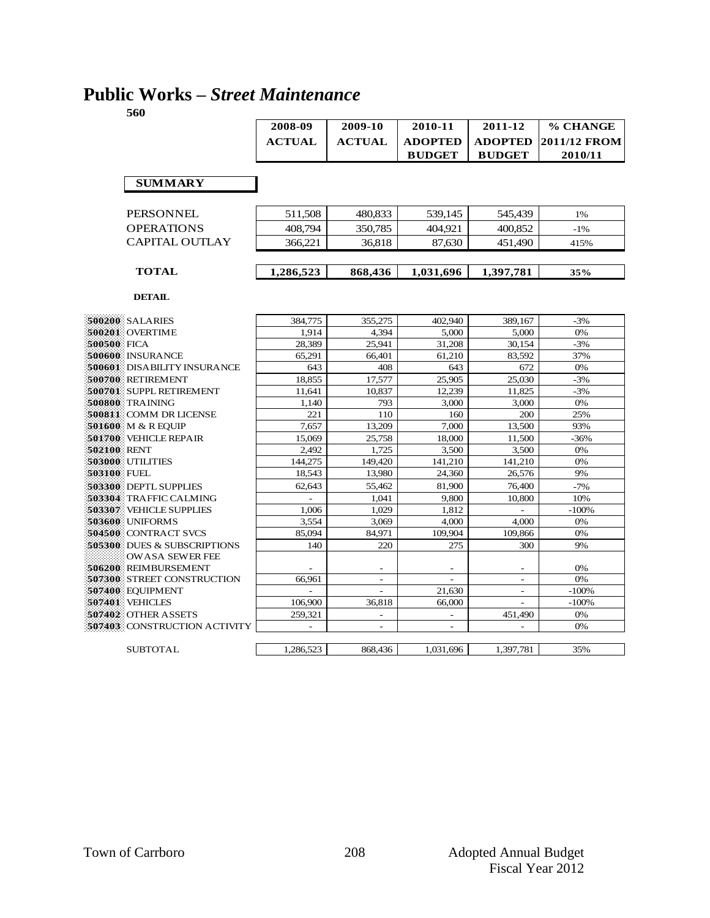# Public Works – *Street Maintenance*

**560**

| | 2008-09 ACTUAL | 2009-10 ACTUAL | 2010-11 ADOPTED BUDGET | 2011-12 ADOPTED BUDGET | % CHANGE 2011/12 FROM 2010/11 |
|---|---|---|---|---|---|
| **SUMMARY** | | | | | |
| PERSONNEL | 511,508 | 480,833 | 539,145 | 545,439 | 1% |
| OPERATIONS | 408,794 | 350,785 | 404,921 | 400,852 | -1% |
| CAPITAL OUTLAY | 366,221 | 36,818 | 87,630 | 451,490 | 415% |
| **TOTAL** | **1,286,523** | **868,436** | **1,031,696** | **1,397,781** | **35%** |

**DETAIL**

| | | 2008-09 ACTUAL | 2009-10 ACTUAL | 2010-11 ADOPTED BUDGET | 2011-12 ADOPTED BUDGET | % CHANGE 2011/12 FROM 2010/11 |
|---|---|---|---|---|---|---|
| 500200 | SALARIES | 384,775 | 355,275 | 402,940 | 389,167 | -3% |
| 500201 | OVERTIME | 1,914 | 4,394 | 5,000 | 5,000 | 0% |
| 500500 | FICA | 28,389 | 25,941 | 31,208 | 30,154 | -3% |
| 500600 | INSURANCE | 65,291 | 66,401 | 61,210 | 83,592 | 37% |
| 500601 | DISABILITY INSURANCE | 643 | 408 | 643 | 672 | 0% |
| 500700 | RETIREMENT | 18,855 | 17,577 | 25,905 | 25,030 | -3% |
| 500701 | SUPPL RETIREMENT | 11,641 | 10,837 | 12,239 | 11,825 | -3% |
| 500800 | TRAINING | 1,140 | 793 | 3,000 | 3,000 | 0% |
| 500811 | COMM DR LICENSE | 221 | 110 | 160 | 200 | 25% |
| 501600 | M & R EQUIP | 7,657 | 13,209 | 7,000 | 13,500 | 93% |
| 501700 | VEHICLE REPAIR | 15,069 | 25,758 | 18,000 | 11,500 | -36% |
| 502100 | RENT | 2,492 | 1,725 | 3,500 | 3,500 | 0% |
| 503000 | UTILITIES | 144,275 | 149,420 | 141,210 | 141,210 | 0% |
| 503100 | FUEL | 18,543 | 13,980 | 24,360 | 26,576 | 9% |
| 503300 | DEPTL SUPPLIES | 62,643 | 55,462 | 81,900 | 76,400 | -7% |
| 503304 | TRAFFIC CALMING | - | 1,041 | 9,800 | 10,800 | 10% |
| 503307 | VEHICLE SUPPLIES | 1,006 | 1,029 | 1,812 | - | -100% |
| 503600 | UNIFORMS | 3,554 | 3,069 | 4,000 | 4,000 | 0% |
| 504500 | CONTRACT SVCS | 85,094 | 84,971 | 109,904 | 109,866 | 0% |
| 505300 | DUES & SUBSCRIPTIONS | 140 | 220 | 275 | 300 | 9% |
| 506200 | OWASA SEWER FEE REIMBURSEMENT | - | - | - | - | 0% |
| 507300 | STREET CONSTRUCTION | 66,961 | - | - | - | 0% |
| 507400 | EQUIPMENT | - | - | 21,630 | - | -100% |
| 507401 | VEHICLES | 106,900 | 36,818 | 66,000 | - | -100% |
| 507402 | OTHER ASSETS | 259,321 | - | - | 451,490 | 0% |
| 507403 | CONSTRUCTION ACTIVITY | - | - | - | - | 0% |
| | SUBTOTAL | 1,286,523 | 868,436 | 1,031,696 | 1,397,781 | 35% |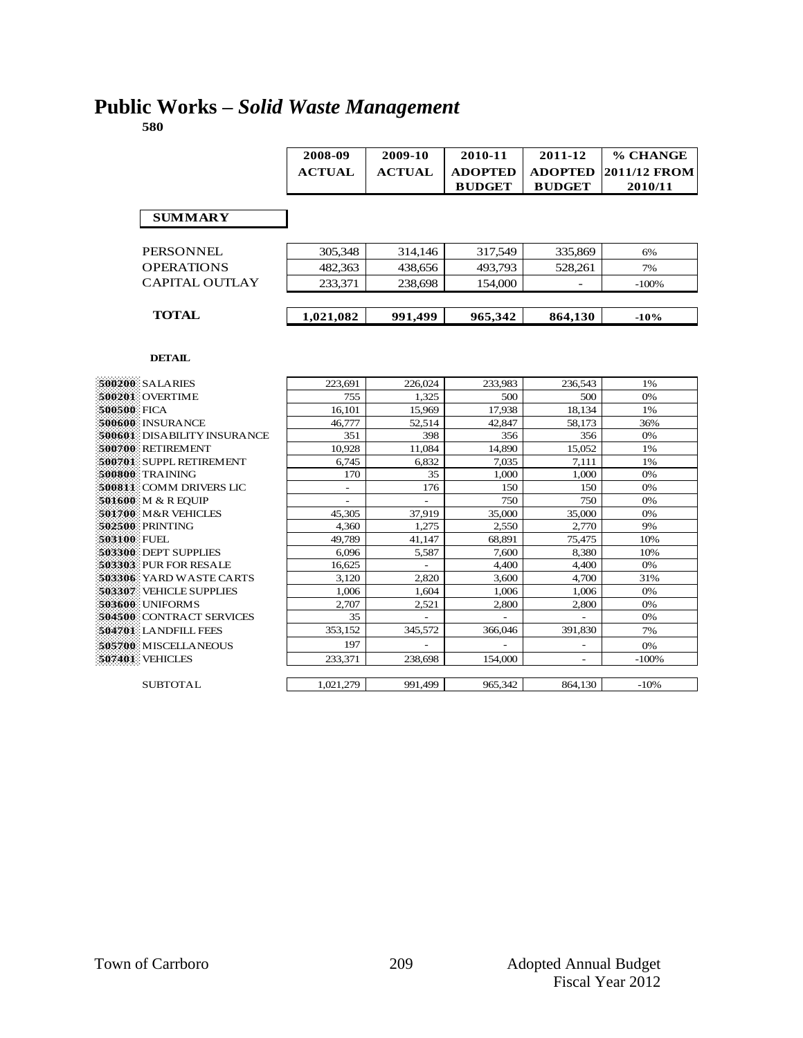# Public Works – *Solid Waste Management*

**580**

| | 2008-09 ACTUAL | 2009-10 ACTUAL | 2010-11 ADOPTED BUDGET | 2011-12 ADOPTED BUDGET | % CHANGE 2011/12 FROM 2010/11 |
|---|---|---|---|---|---|
| **SUMMARY** | | | | | |
| PERSONNEL | 305,348 | 314,146 | 317,549 | 335,869 | 6% |
| OPERATIONS | 482,363 | 438,656 | 493,793 | 528,261 | 7% |
| CAPITAL OUTLAY | 233,371 | 238,698 | 154,000 | - | -100% |
| **TOTAL** | **1,021,082** | **991,499** | **965,342** | **864,130** | **-10%** |

**DETAIL**

| | 2008-09 ACTUAL | 2009-10 ACTUAL | 2010-11 ADOPTED BUDGET | 2011-12 ADOPTED BUDGET | % CHANGE 2011/12 FROM 2010/11 |
|---|---|---|---|---|---|
| 500200 SALARIES | 223,691 | 226,024 | 233,983 | 236,543 | 1% |
| 500201 OVERTIME | 755 | 1,325 | 500 | 500 | 0% |
| 500500 FICA | 16,101 | 15,969 | 17,938 | 18,134 | 1% |
| 500600 INSURANCE | 46,777 | 52,514 | 42,847 | 58,173 | 36% |
| 500601 DISABILITY INSURANCE | 351 | 398 | 356 | 356 | 0% |
| 500700 RETIREMENT | 10,928 | 11,084 | 14,890 | 15,052 | 1% |
| 500701 SUPPL RETIREMENT | 6,745 | 6,832 | 7,035 | 7,111 | 1% |
| 500800 TRAINING | 170 | 35 | 1,000 | 1,000 | 0% |
| 500811 COMM DRIVERS LIC | - | 176 | 150 | 150 | 0% |
| 501600 M & R EQUIP | - | - | 750 | 750 | 0% |
| 501700 M&R VEHICLES | 45,305 | 37,919 | 35,000 | 35,000 | 0% |
| 502500 PRINTING | 4,360 | 1,275 | 2,550 | 2,770 | 9% |
| 503100 FUEL | 49,789 | 41,147 | 68,891 | 75,475 | 10% |
| 503300 DEPT SUPPLIES | 6,096 | 5,587 | 7,600 | 8,380 | 10% |
| 503303 PUR FOR RESALE | 16,625 | - | 4,400 | 4,400 | 0% |
| 503306 YARD WASTE CARTS | 3,120 | 2,820 | 3,600 | 4,700 | 31% |
| 503307 VEHICLE SUPPLIES | 1,006 | 1,604 | 1,006 | 1,006 | 0% |
| 503600 UNIFORMS | 2,707 | 2,521 | 2,800 | 2,800 | 0% |
| 504500 CONTRACT SERVICES | 35 | - | - | - | 0% |
| 504701 LANDFILL FEES | 353,152 | 345,572 | 366,046 | 391,830 | 7% |
| 505700 MISCELLANEOUS | 197 | - | - | - | 0% |
| 507401 VEHICLES | 233,371 | 238,698 | 154,000 | - | -100% |
| SUBTOTAL | 1,021,279 | 991,499 | 965,342 | 864,130 | -10% |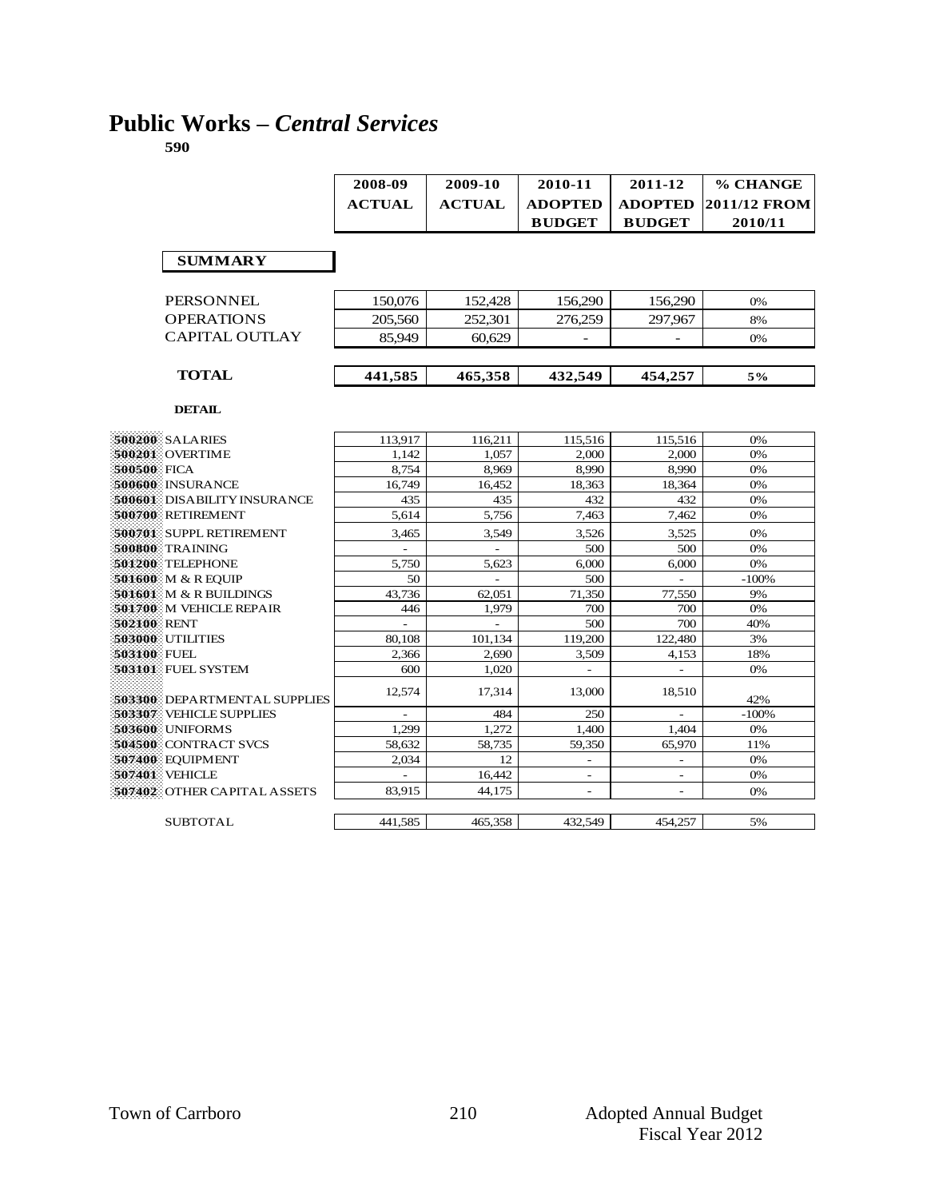# Public Works – *Central Services*

**590**

| | 2008-09 ACTUAL | 2009-10 ACTUAL | 2010-11 ADOPTED BUDGET | 2011-12 ADOPTED BUDGET | % CHANGE 2011/12 FROM 2010/11 |
|---|---|---|---|---|---|
| **SUMMARY** | | | | | |
| PERSONNEL | 150,076 | 152,428 | 156,290 | 156,290 | 0% |
| OPERATIONS | 205,560 | 252,301 | 276,259 | 297,967 | 8% |
| CAPITAL OUTLAY | 85,949 | 60,629 | - | - | 0% |
| **TOTAL** | **441,585** | **465,358** | **432,549** | **454,257** | **5%** |

**DETAIL**

| | | 2008-09 ACTUAL | 2009-10 ACTUAL | 2010-11 ADOPTED BUDGET | 2011-12 ADOPTED BUDGET | % CHANGE 2011/12 FROM 2010/11 |
|---|---|---|---|---|---|---|
| 500200 | SALARIES | 113,917 | 116,211 | 115,516 | 115,516 | 0% |
| 500201 | OVERTIME | 1,142 | 1,057 | 2,000 | 2,000 | 0% |
| 500500 | FICA | 8,754 | 8,969 | 8,990 | 8,990 | 0% |
| 500600 | INSURANCE | 16,749 | 16,452 | 18,363 | 18,364 | 0% |
| 500601 | DISABILITY INSURANCE | 435 | 435 | 432 | 432 | 0% |
| 500700 | RETIREMENT | 5,614 | 5,756 | 7,463 | 7,462 | 0% |
| 500701 | SUPPL RETIREMENT | 3,465 | 3,549 | 3,526 | 3,525 | 0% |
| 500800 | TRAINING | - | - | 500 | 500 | 0% |
| 501200 | TELEPHONE | 5,750 | 5,623 | 6,000 | 6,000 | 0% |
| 501600 | M & R EQUIP | 50 | - | 500 | - | -100% |
| 501601 | M & R BUILDINGS | 43,736 | 62,051 | 71,350 | 77,550 | 9% |
| 501700 | M VEHICLE REPAIR | 446 | 1,979 | 700 | 700 | 0% |
| 502100 | RENT | - | - | 500 | 700 | 40% |
| 503000 | UTILITIES | 80,108 | 101,134 | 119,200 | 122,480 | 3% |
| 503100 | FUEL | 2,366 | 2,690 | 3,509 | 4,153 | 18% |
| 503101 | FUEL SYSTEM | 600 | 1,020 | - | - | 0% |
| 503300 | DEPARTMENTAL SUPPLIES | 12,574 | 17,314 | 13,000 | 18,510 | 42% |
| 503307 | VEHICLE SUPPLIES | - | 484 | 250 | - | -100% |
| 503600 | UNIFORMS | 1,299 | 1,272 | 1,400 | 1,404 | 0% |
| 504500 | CONTRACT SVCS | 58,632 | 58,735 | 59,350 | 65,970 | 11% |
| 507400 | EQUIPMENT | 2,034 | 12 | - | - | 0% |
| 507401 | VEHICLE | - | 16,442 | - | - | 0% |
| 507402 | OTHER CAPITAL ASSETS | 83,915 | 44,175 | - | - | 0% |
| | SUBTOTAL | 441,585 | 465,358 | 432,549 | 454,257 | 5% |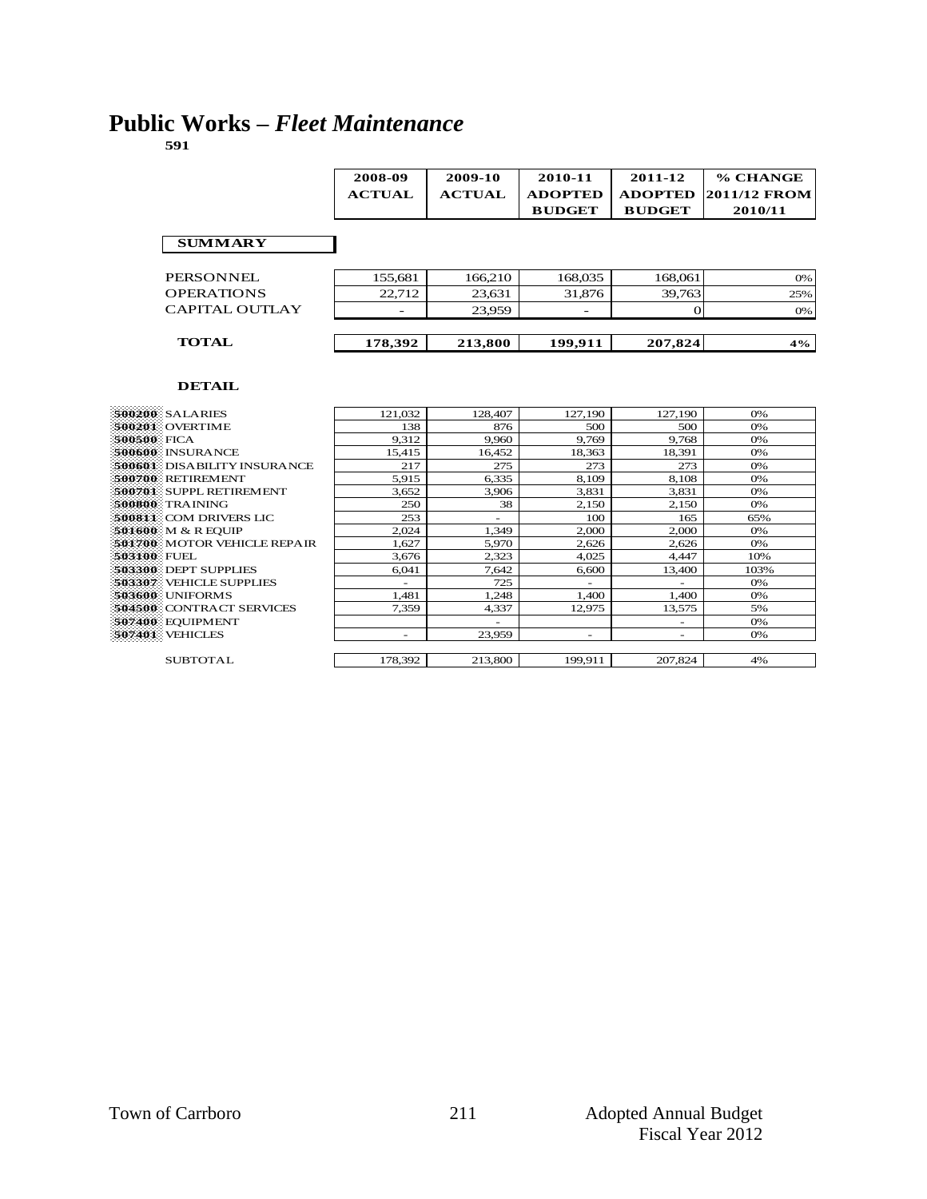# Public Works – *Fleet Maintenance*

**591**

| | 2008-09 ACTUAL | 2009-10 ACTUAL | 2010-11 ADOPTED BUDGET | 2011-12 ADOPTED BUDGET | % CHANGE 2011/12 FROM 2010/11 |
|---|---|---|---|---|---|
| **SUMMARY** | | | | | |
| PERSONNEL | 155,681 | 166,210 | 168,035 | 168,061 | 0% |
| OPERATIONS | 22,712 | 23,631 | 31,876 | 39,763 | 25% |
| CAPITAL OUTLAY | - | 23,959 | - | 0 | 0% |
| **TOTAL** | **178,392** | **213,800** | **199,911** | **207,824** | **4%** |

**DETAIL**

| | 2008-09 ACTUAL | 2009-10 ACTUAL | 2010-11 ADOPTED BUDGET | 2011-12 ADOPTED BUDGET | % CHANGE 2011/12 FROM 2010/11 |
|---|---|---|---|---|---|
| 500200 SALARIES | 121,032 | 128,407 | 127,190 | 127,190 | 0% |
| 500201 OVERTIME | 138 | 876 | 500 | 500 | 0% |
| 500500 FICA | 9,312 | 9,960 | 9,769 | 9,768 | 0% |
| 500600 INSURANCE | 15,415 | 16,452 | 18,363 | 18,391 | 0% |
| 500601 DISABILITY INSURANCE | 217 | 275 | 273 | 273 | 0% |
| 500700 RETIREMENT | 5,915 | 6,335 | 8,109 | 8,108 | 0% |
| 500701 SUPPL RETIREMENT | 3,652 | 3,906 | 3,831 | 3,831 | 0% |
| 500800 TRAINING | 250 | 38 | 2,150 | 2,150 | 0% |
| 500811 COM DRIVERS LIC | 253 | - | 100 | 165 | 65% |
| 501600 M & R EQUIP | 2,024 | 1,349 | 2,000 | 2,000 | 0% |
| 501700 MOTOR VEHICLE REPAIR | 1,627 | 5,970 | 2,626 | 2,626 | 0% |
| 503100 FUEL | 3,676 | 2,323 | 4,025 | 4,447 | 10% |
| 503300 DEPT SUPPLIES | 6,041 | 7,642 | 6,600 | 13,400 | 103% |
| 503307 VEHICLE SUPPLIES | - | 725 | - | - | 0% |
| 503600 UNIFORMS | 1,481 | 1,248 | 1,400 | 1,400 | 0% |
| 504500 CONTRACT SERVICES | 7,359 | 4,337 | 12,975 | 13,575 | 5% |
| 507400 EQUIPMENT | | - | | - | 0% |
| 507401 VEHICLES | - | 23,959 | - | - | 0% |
| SUBTOTAL | 178,392 | 213,800 | 199,911 | 207,824 | 4% |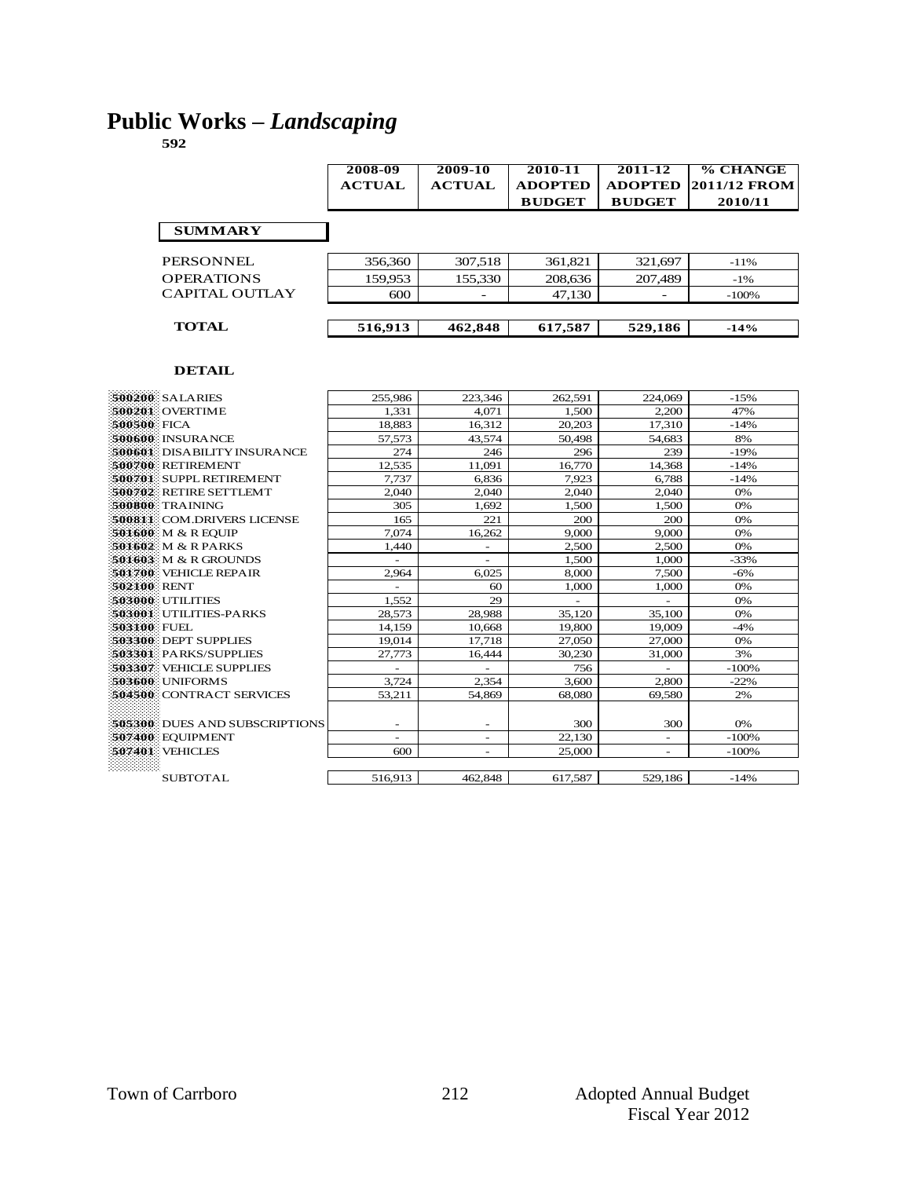# Public Works – *Landscaping*

**592**

| | 2008-09 ACTUAL | 2009-10 ACTUAL | 2010-11 ADOPTED BUDGET | 2011-12 ADOPTED BUDGET | % CHANGE 2011/12 FROM 2010/11 |
|---|---|---|---|---|---|
| **SUMMARY** | | | | | |
| PERSONNEL | 356,360 | 307,518 | 361,821 | 321,697 | -11% |
| OPERATIONS | 159,953 | 155,330 | 208,636 | 207,489 | -1% |
| CAPITAL OUTLAY | 600 | - | 47,130 | - | -100% |
| **TOTAL** | **516,913** | **462,848** | **617,587** | **529,186** | **-14%** |

**DETAIL**

| | | 2008-09 ACTUAL | 2009-10 ACTUAL | 2010-11 ADOPTED BUDGET | 2011-12 ADOPTED BUDGET | % CHANGE 2011/12 FROM 2010/11 |
|---|---|---|---|---|---|---|
| 500200 | SALARIES | 255,986 | 223,346 | 262,591 | 224,069 | -15% |
| 500201 | OVERTIME | 1,331 | 4,071 | 1,500 | 2,200 | 47% |
| 500500 | FICA | 18,883 | 16,312 | 20,203 | 17,310 | -14% |
| 500600 | INSURANCE | 57,573 | 43,574 | 50,498 | 54,683 | 8% |
| 500601 | DISABILITY INSURANCE | 274 | 246 | 296 | 239 | -19% |
| 500700 | RETIREMENT | 12,535 | 11,091 | 16,770 | 14,368 | -14% |
| 500701 | SUPPL RETIREMENT | 7,737 | 6,836 | 7,923 | 6,788 | -14% |
| 500702 | RETIRE SETTLEMT | 2,040 | 2,040 | 2,040 | 2,040 | 0% |
| 500800 | TRAINING | 305 | 1,692 | 1,500 | 1,500 | 0% |
| 500811 | COM.DRIVERS LICENSE | 165 | 221 | 200 | 200 | 0% |
| 501600 | M & R EQUIP | 7,074 | 16,262 | 9,000 | 9,000 | 0% |
| 501602 | M & R PARKS | 1,440 | - | 2,500 | 2,500 | 0% |
| 501603 | M & R GROUNDS | - | - | 1,500 | 1,000 | -33% |
| 501700 | VEHICLE REPAIR | 2,964 | 6,025 | 8,000 | 7,500 | -6% |
| 502100 | RENT | - | 60 | 1,000 | 1,000 | 0% |
| 503000 | UTILITIES | 1,552 | 29 | - | - | 0% |
| 503001 | UTILITIES-PARKS | 28,573 | 28,988 | 35,120 | 35,100 | 0% |
| 503100 | FUEL | 14,159 | 10,668 | 19,800 | 19,009 | -4% |
| 503300 | DEPT SUPPLIES | 19,014 | 17,718 | 27,050 | 27,000 | 0% |
| 503301 | PARKS/SUPPLIES | 27,773 | 16,444 | 30,230 | 31,000 | 3% |
| 503307 | VEHICLE SUPPLIES | - | - | 756 | - | -100% |
| 503600 | UNIFORMS | 3,724 | 2,354 | 3,600 | 2,800 | -22% |
| 504500 | CONTRACT SERVICES | 53,211 | 54,869 | 68,080 | 69,580 | 2% |
| 505300 | DUES AND SUBSCRIPTIONS | - | - | 300 | 300 | 0% |
| 507400 | EQUIPMENT | - | - | 22,130 | - | -100% |
| 507401 | VEHICLES | 600 | - | 25,000 | - | -100% |
| | SUBTOTAL | 516,913 | 462,848 | 617,587 | 529,186 | -14% |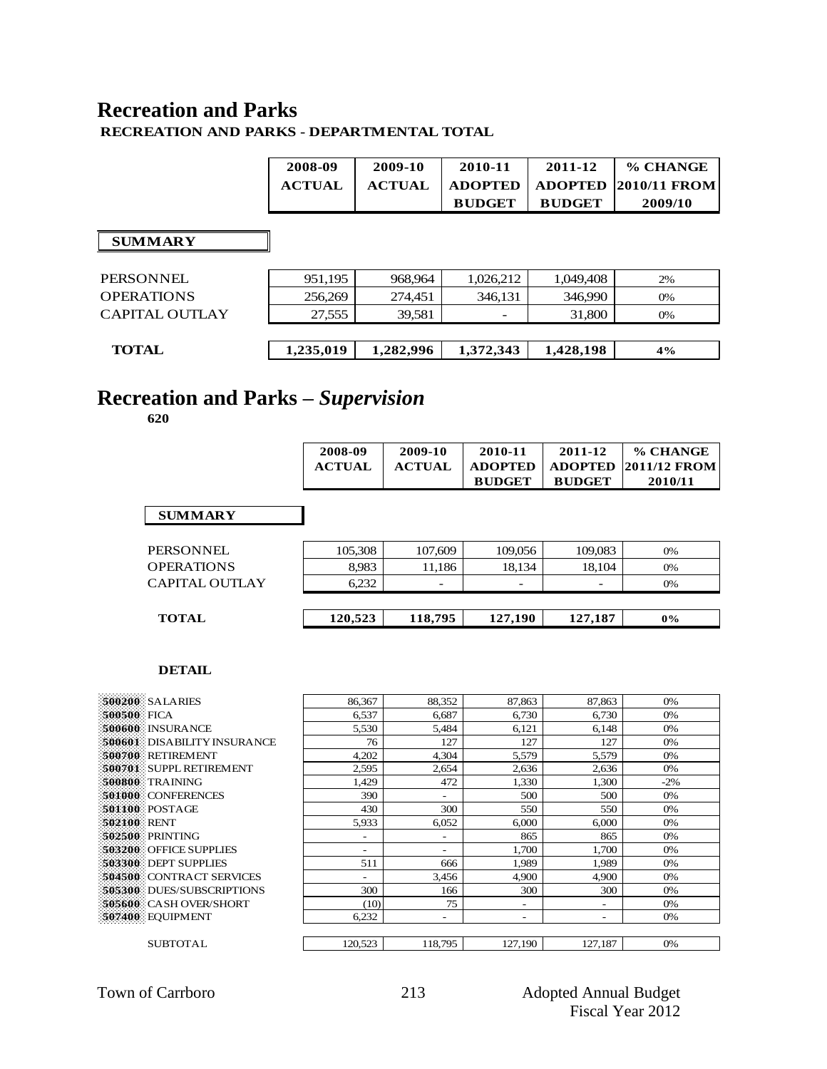# Recreation and Parks

**RECREATION AND PARKS - DEPARTMENTAL TOTAL**

| | 2008-09 ACTUAL | 2009-10 ACTUAL | 2010-11 ADOPTED BUDGET | 2011-12 ADOPTED BUDGET | % CHANGE 2010/11 FROM 2009/10 |
|---|---|---|---|---|---|
| **SUMMARY** | | | | | |
| PERSONNEL | 951,195 | 968,964 | 1,026,212 | 1,049,408 | 2% |
| OPERATIONS | 256,269 | 274,451 | 346,131 | 346,990 | 0% |
| CAPITAL OUTLAY | 27,555 | 39,581 | - | 31,800 | 0% |
| **TOTAL** | **1,235,019** | **1,282,996** | **1,372,343** | **1,428,198** | **4%** |

# Recreation and Parks – *Supervision*

**620**

| | 2008-09 ACTUAL | 2009-10 ACTUAL | 2010-11 ADOPTED BUDGET | 2011-12 ADOPTED BUDGET | % CHANGE 2011/12 FROM 2010/11 |
|---|---|---|---|---|---|
| **SUMMARY** | | | | | |
| PERSONNEL | 105,308 | 107,609 | 109,056 | 109,083 | 0% |
| OPERATIONS | 8,983 | 11,186 | 18,134 | 18,104 | 0% |
| CAPITAL OUTLAY | 6,232 | - | - | - | 0% |
| **TOTAL** | **120,523** | **118,795** | **127,190** | **127,187** | **0%** |

**DETAIL**

| | 2008-09 ACTUAL | 2009-10 ACTUAL | 2010-11 ADOPTED BUDGET | 2011-12 ADOPTED BUDGET | % CHANGE 2011/12 FROM 2010/11 |
|---|---|---|---|---|---|
| 500200 SALARIES | 86,367 | 88,352 | 87,863 | 87,863 | 0% |
| 500500 FICA | 6,537 | 6,687 | 6,730 | 6,730 | 0% |
| 500600 INSURANCE | 5,530 | 5,484 | 6,121 | 6,148 | 0% |
| 500601 DISABILITY INSURANCE | 76 | 127 | 127 | 127 | 0% |
| 500700 RETIREMENT | 4,202 | 4,304 | 5,579 | 5,579 | 0% |
| 500701 SUPPL RETIREMENT | 2,595 | 2,654 | 2,636 | 2,636 | 0% |
| 500800 TRAINING | 1,429 | 472 | 1,330 | 1,300 | -2% |
| 501000 CONFERENCES | 390 | - | 500 | 500 | 0% |
| 501100 POSTAGE | 430 | 300 | 550 | 550 | 0% |
| 502100 RENT | 5,933 | 6,052 | 6,000 | 6,000 | 0% |
| 502500 PRINTING | - | - | 865 | 865 | 0% |
| 503200 OFFICE SUPPLIES | - | - | 1,700 | 1,700 | 0% |
| 503300 DEPT SUPPLIES | 511 | 666 | 1,989 | 1,989 | 0% |
| 504500 CONTRACT SERVICES | - | 3,456 | 4,900 | 4,900 | 0% |
| 505300 DUES/SUBSCRIPTIONS | 300 | 166 | 300 | 300 | 0% |
| 505600 CASH OVER/SHORT | (10) | 75 | - | - | 0% |
| 507400 EQUIPMENT | 6,232 | - | - | - | 0% |
| SUBTOTAL | 120,523 | 118,795 | 127,190 | 127,187 | 0% |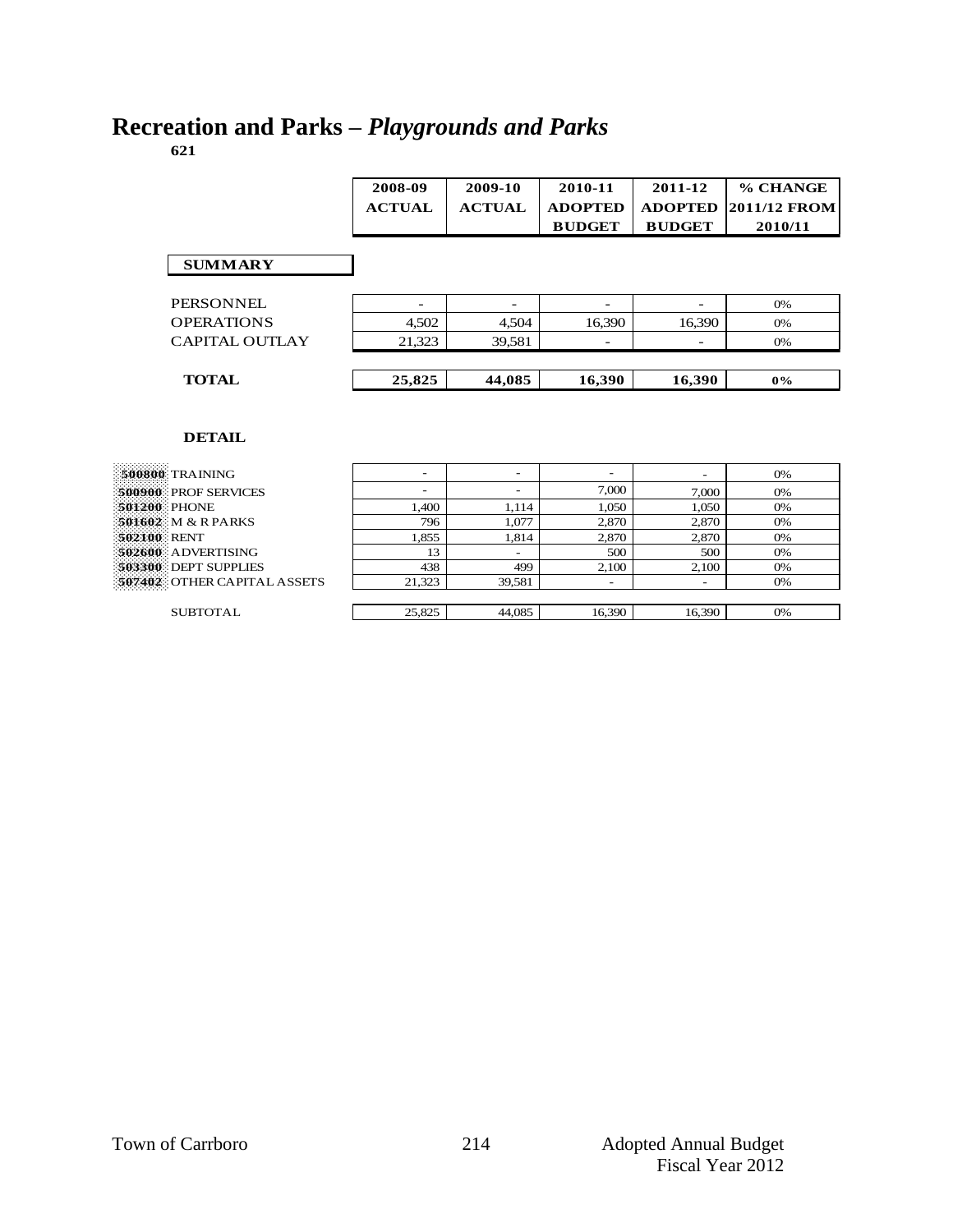# Recreation and Parks – *Playgrounds and Parks*

**621**

| | 2008-09 ACTUAL | 2009-10 ACTUAL | 2010-11 ADOPTED BUDGET | 2011-12 ADOPTED BUDGET | % CHANGE 2011/12 FROM 2010/11 |
|---|---|---|---|---|---|
| **SUMMARY** | | | | | |
| PERSONNEL | - | - | - | - | 0% |
| OPERATIONS | 4,502 | 4,504 | 16,390 | 16,390 | 0% |
| CAPITAL OUTLAY | 21,323 | 39,581 | - | - | 0% |
| **TOTAL** | **25,825** | **44,085** | **16,390** | **16,390** | **0%** |

**DETAIL**

| | 2008-09 ACTUAL | 2009-10 ACTUAL | 2010-11 ADOPTED BUDGET | 2011-12 ADOPTED BUDGET | % CHANGE 2011/12 FROM 2010/11 |
|---|---|---|---|---|---|
| **500800** TRAINING | - | - | - | - | 0% |
| **500900** PROF SERVICES | - | - | 7,000 | 7,000 | 0% |
| **501200** PHONE | 1,400 | 1,114 | 1,050 | 1,050 | 0% |
| **501602** M & R PARKS | 796 | 1,077 | 2,870 | 2,870 | 0% |
| **502100** RENT | 1,855 | 1,814 | 2,870 | 2,870 | 0% |
| **502600** ADVERTISING | 13 | - | 500 | 500 | 0% |
| **503300** DEPT SUPPLIES | 438 | 499 | 2,100 | 2,100 | 0% |
| **507402** OTHER CAPITAL ASSETS | 21,323 | 39,581 | - | - | 0% |
| SUBTOTAL | 25,825 | 44,085 | 16,390 | 16,390 | 0% |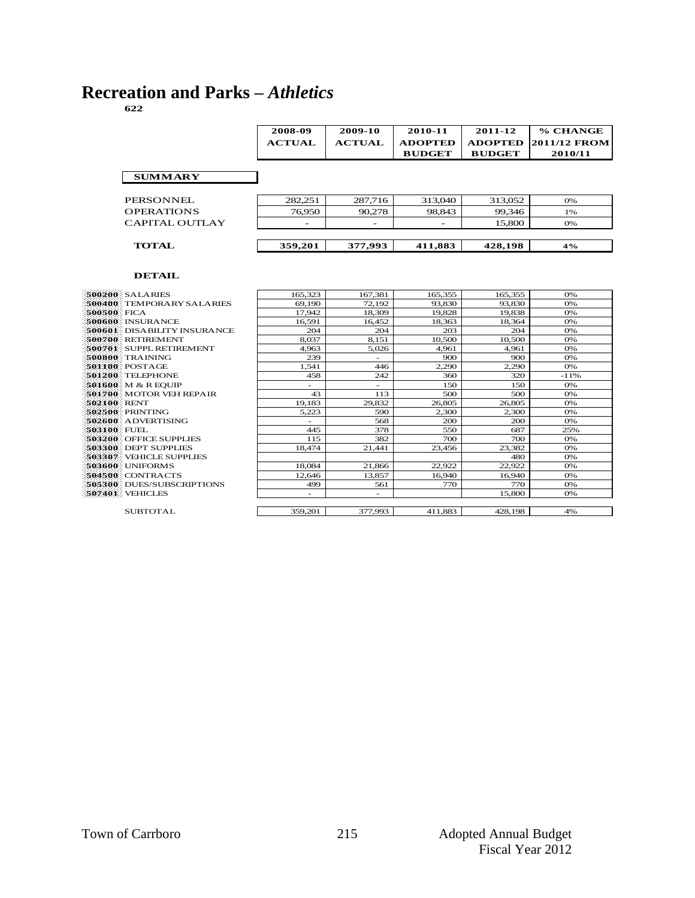# Recreation and Parks – *Athletics*

**622**

| | 2008-09 ACTUAL | 2009-10 ACTUAL | 2010-11 ADOPTED BUDGET | 2011-12 ADOPTED BUDGET | % CHANGE 2011/12 FROM 2010/11 |
|---|---|---|---|---|---|
| **SUMMARY** | | | | | |
| PERSONNEL | 282,251 | 287,716 | 313,040 | 313,052 | 0% |
| OPERATIONS | 76,950 | 90,278 | 98,843 | 99,346 | 1% |
| CAPITAL OUTLAY | - | - | - | 15,800 | 0% |
| **TOTAL** | **359,201** | **377,993** | **411,883** | **428,198** | **4%** |
| **DETAIL** | | | | | |
| 500200 SALARIES | 165,323 | 167,381 | 165,355 | 165,355 | 0% |
| 500400 TEMPORARY SALARIES | 69,190 | 72,192 | 93,830 | 93,830 | 0% |
| 500500 FICA | 17,942 | 18,309 | 19,828 | 19,838 | 0% |
| 500600 INSURANCE | 16,591 | 16,452 | 18,363 | 18,364 | 0% |
| 500601 DISABILITY INSURANCE | 204 | 204 | 203 | 204 | 0% |
| 500700 RETIREMENT | 8,037 | 8,151 | 10,500 | 10,500 | 0% |
| 500701 SUPPL RETIREMENT | 4,963 | 5,026 | 4,961 | 4,961 | 0% |
| 500800 TRAINING | 239 | - | 900 | 900 | 0% |
| 501100 POSTAGE | 1,541 | 446 | 2,290 | 2,290 | 0% |
| 501200 TELEPHONE | 458 | 242 | 360 | 320 | -11% |
| 501600 M & R EQUIP | - | - | 150 | 150 | 0% |
| 501700 MOTOR VEH REPAIR | 43 | 113 | 500 | 500 | 0% |
| 502100 RENT | 19,183 | 29,832 | 26,805 | 26,805 | 0% |
| 502500 PRINTING | 5,223 | 590 | 2,300 | 2,300 | 0% |
| 502600 ADVERTISING | - | 568 | 200 | 200 | 0% |
| 503100 FUEL | 445 | 378 | 550 | 687 | 25% |
| 503200 OFFICE SUPPLIES | 115 | 382 | 700 | 700 | 0% |
| 503300 DEPT SUPPLIES | 18,474 | 21,441 | 23,456 | 23,382 | 0% |
| 503307 VEHICLE SUPPLIES | | | | 480 | 0% |
| 503600 UNIFORMS | 18,084 | 21,866 | 22,922 | 22,922 | 0% |
| 504500 CONTRACTS | 12,646 | 13,857 | 16,940 | 16,940 | 0% |
| 505300 DUES/SUBSCRIPTIONS | 499 | 561 | 770 | 770 | 0% |
| 507401 VEHICLES | - | - | | 15,800 | 0% |
| SUBTOTAL | 359,201 | 377,993 | 411,883 | 428,198 | 4% |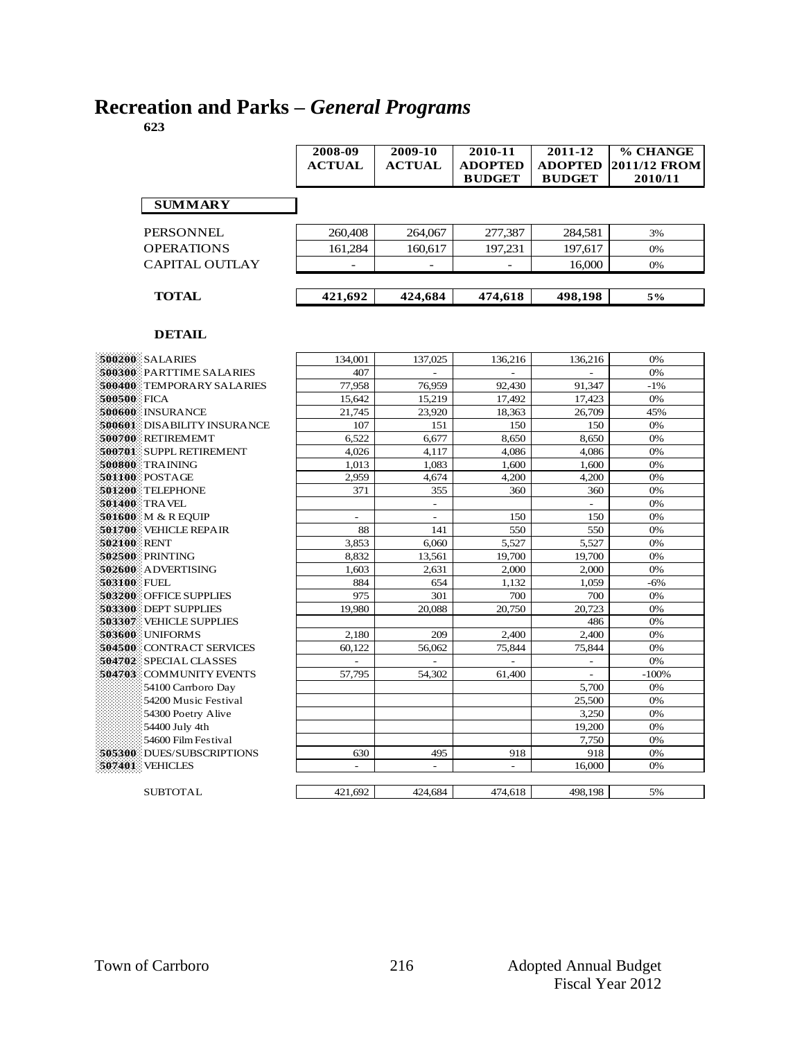# Recreation and Parks – *General Programs*

**623**

| | 2008-09 ACTUAL | 2009-10 ACTUAL | 2010-11 ADOPTED BUDGET | 2011-12 ADOPTED BUDGET | % CHANGE 2011/12 FROM 2010/11 |
|---|---|---|---|---|---|
| **SUMMARY** | | | | | |
| PERSONNEL | 260,408 | 264,067 | 277,387 | 284,581 | 3% |
| OPERATIONS | 161,284 | 160,617 | 197,231 | 197,617 | 0% |
| CAPITAL OUTLAY | - | - | - | 16,000 | 0% |
| **TOTAL** | **421,692** | **424,684** | **474,618** | **498,198** | **5%** |

**DETAIL**

| | 2008-09 ACTUAL | 2009-10 ACTUAL | 2010-11 ADOPTED BUDGET | 2011-12 ADOPTED BUDGET | % CHANGE 2011/12 FROM 2010/11 |
|---|---|---|---|---|---|
| 500200 SALARIES | 134,001 | 137,025 | 136,216 | 136,216 | 0% |
| 500300 PARTTIME SALARIES | 407 | - | - | - | 0% |
| 500400 TEMPORARY SALARIES | 77,958 | 76,959 | 92,430 | 91,347 | -1% |
| 500500 FICA | 15,642 | 15,219 | 17,492 | 17,423 | 0% |
| 500600 INSURANCE | 21,745 | 23,920 | 18,363 | 26,709 | 45% |
| 500601 DISABILITY INSURANCE | 107 | 151 | 150 | 150 | 0% |
| 500700 RETIREMEMT | 6,522 | 6,677 | 8,650 | 8,650 | 0% |
| 500701 SUPPL RETIREMENT | 4,026 | 4,117 | 4,086 | 4,086 | 0% |
| 500800 TRAINING | 1,013 | 1,083 | 1,600 | 1,600 | 0% |
| 501100 POSTAGE | 2,959 | 4,674 | 4,200 | 4,200 | 0% |
| 501200 TELEPHONE | 371 | 355 | 360 | 360 | 0% |
| 501400 TRAVEL | | - | | - | 0% |
| 501600 M & R EQUIP | - | - | 150 | 150 | 0% |
| 501700 VEHICLE REPAIR | 88 | 141 | 550 | 550 | 0% |
| 502100 RENT | 3,853 | 6,060 | 5,527 | 5,527 | 0% |
| 502500 PRINTING | 8,832 | 13,561 | 19,700 | 19,700 | 0% |
| 502600 ADVERTISING | 1,603 | 2,631 | 2,000 | 2,000 | 0% |
| 503100 FUEL | 884 | 654 | 1,132 | 1,059 | -6% |
| 503200 OFFICE SUPPLIES | 975 | 301 | 700 | 700 | 0% |
| 503300 DEPT SUPPLIES | 19,980 | 20,088 | 20,750 | 20,723 | 0% |
| 503307 VEHICLE SUPPLIES | | | | 486 | 0% |
| 503600 UNIFORMS | 2,180 | 209 | 2,400 | 2,400 | 0% |
| 504500 CONTRACT SERVICES | 60,122 | 56,062 | 75,844 | 75,844 | 0% |
| 504702 SPECIAL CLASSES | - | - | - | - | 0% |
| 504703 COMMUNITY EVENTS | 57,795 | 54,302 | 61,400 | - | -100% |
| 54100 Carrboro Day | | | | 5,700 | 0% |
| 54200 Music Festival | | | | 25,500 | 0% |
| 54300 Poetry Alive | | | | 3,250 | 0% |
| 54400 July 4th | | | | 19,200 | 0% |
| 54600 Film Festival | | | | 7,750 | 0% |
| 505300 DUES/SUBSCRIPTIONS | 630 | 495 | 918 | 918 | 0% |
| 507401 VEHICLES | - | - | - | 16,000 | 0% |
| SUBTOTAL | 421,692 | 424,684 | 474,618 | 498,198 | 5% |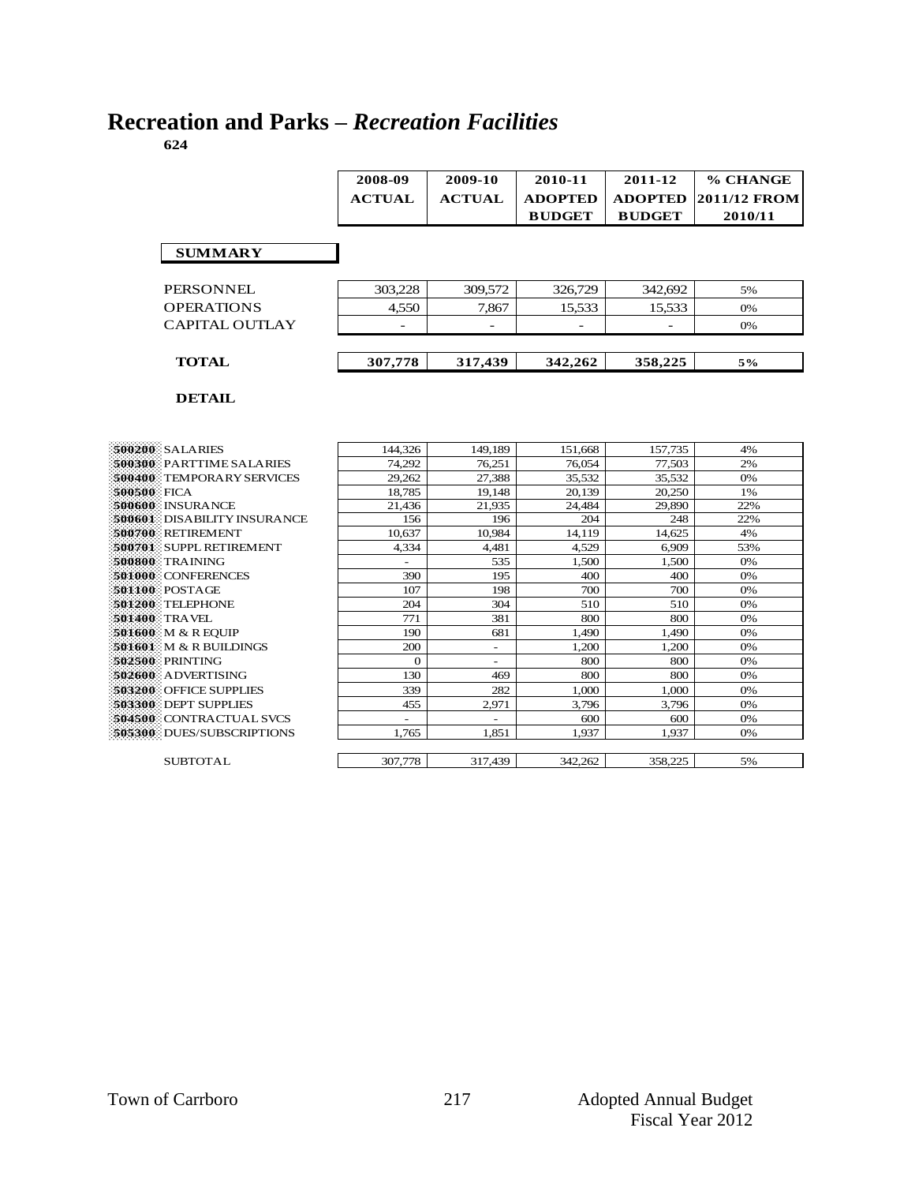# Recreation and Parks – *Recreation Facilities*

**624**

| | 2008-09 ACTUAL | 2009-10 ACTUAL | 2010-11 ADOPTED BUDGET | 2011-12 ADOPTED BUDGET | % CHANGE 2011/12 FROM 2010/11 |
|---|---|---|---|---|---|
| **SUMMARY** | | | | | |
| PERSONNEL | 303,228 | 309,572 | 326,729 | 342,692 | 5% |
| OPERATIONS | 4,550 | 7,867 | 15,533 | 15,533 | 0% |
| CAPITAL OUTLAY | - | - | - | - | 0% |
| **TOTAL** | **307,778** | **317,439** | **342,262** | **358,225** | **5%** |

**DETAIL**

| | 2008-09 ACTUAL | 2009-10 ACTUAL | 2010-11 ADOPTED BUDGET | 2011-12 ADOPTED BUDGET | % CHANGE 2011/12 FROM 2010/11 |
|---|---|---|---|---|---|
| 500200 SALARIES | 144,326 | 149,189 | 151,668 | 157,735 | 4% |
| 500300 PARTTIME SALARIES | 74,292 | 76,251 | 76,054 | 77,503 | 2% |
| 500400 TEMPORARY SERVICES | 29,262 | 27,388 | 35,532 | 35,532 | 0% |
| 500500 FICA | 18,785 | 19,148 | 20,139 | 20,250 | 1% |
| 500600 INSURANCE | 21,436 | 21,935 | 24,484 | 29,890 | 22% |
| 500601 DISABILITY INSURANCE | 156 | 196 | 204 | 248 | 22% |
| 500700 RETIREMENT | 10,637 | 10,984 | 14,119 | 14,625 | 4% |
| 500701 SUPPL RETIREMENT | 4,334 | 4,481 | 4,529 | 6,909 | 53% |
| 500800 TRAINING | - | 535 | 1,500 | 1,500 | 0% |
| 501000 CONFERENCES | 390 | 195 | 400 | 400 | 0% |
| 501100 POSTAGE | 107 | 198 | 700 | 700 | 0% |
| 501200 TELEPHONE | 204 | 304 | 510 | 510 | 0% |
| 501400 TRAVEL | 771 | 381 | 800 | 800 | 0% |
| 501600 M & R EQUIP | 190 | 681 | 1,490 | 1,490 | 0% |
| 501601 M & R BUILDINGS | 200 | - | 1,200 | 1,200 | 0% |
| 502500 PRINTING | 0 | - | 800 | 800 | 0% |
| 502600 ADVERTISING | 130 | 469 | 800 | 800 | 0% |
| 503200 OFFICE SUPPLIES | 339 | 282 | 1,000 | 1,000 | 0% |
| 503300 DEPT SUPPLIES | 455 | 2,971 | 3,796 | 3,796 | 0% |
| 504500 CONTRACTUAL SVCS | - | - | 600 | 600 | 0% |
| 505300 DUES/SUBSCRIPTIONS | 1,765 | 1,851 | 1,937 | 1,937 | 0% |
| SUBTOTAL | 307,778 | 317,439 | 342,262 | 358,225 | 5% |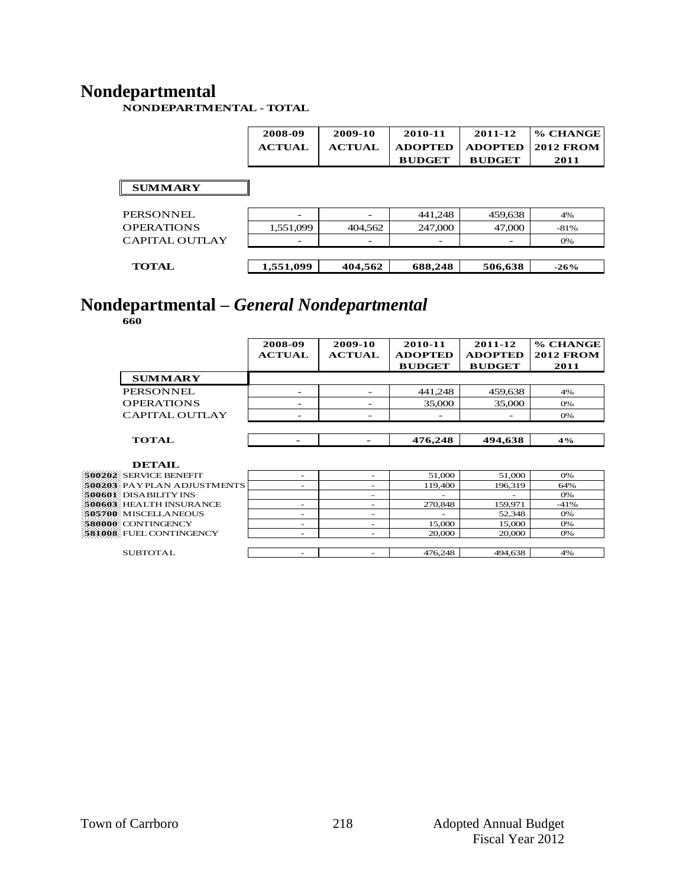# Nondepartmental

**NONDEPARTMENTAL - TOTAL**

| | 2008-09 ACTUAL | 2009-10 ACTUAL | 2010-11 ADOPTED BUDGET | 2011-12 ADOPTED BUDGET | % CHANGE 2012 FROM 2011 |
|---|---|---|---|---|---|
| **SUMMARY** | | | | | |
| PERSONNEL | - | - | 441,248 | 459,638 | 4% |
| OPERATIONS | 1,551,099 | 404,562 | 247,000 | 47,000 | -81% |
| CAPITAL OUTLAY | - | - | - | - | 0% |
| **TOTAL** | **1,551,099** | **404,562** | **688,248** | **506,638** | **-26%** |

# Nondepartmental – *General Nondepartmental*

**660**

| | 2008-09 ACTUAL | 2009-10 ACTUAL | 2010-11 ADOPTED BUDGET | 2011-12 ADOPTED BUDGET | % CHANGE 2012 FROM 2011 |
|---|---|---|---|---|---|
| **SUMMARY** | | | | | |
| PERSONNEL | - | - | 441,248 | 459,638 | 4% |
| OPERATIONS | - | - | 35,000 | 35,000 | 0% |
| CAPITAL OUTLAY | - | - | - | - | 0% |
| **TOTAL** | **-** | **-** | **476,248** | **494,638** | **4%** |
| **DETAIL** | | | | | |
| 500202 SERVICE BENEFIT | - | - | 51,000 | 51,000 | 0% |
| 500203 PAY PLAN ADJUSTMENTS | - | - | 119,400 | 196,319 | 64% |
| 500601 DISABILITY INS | | - | - | - | 0% |
| 500603 HEALTH INSURANCE | - | - | 270,848 | 159,971 | -41% |
| 505700 MISCELLANEOUS | - | - | - | 52,348 | 0% |
| 580000 CONTINGENCY | - | - | 15,000 | 15,000 | 0% |
| 581008 FUEL CONTINGENCY | - | - | 20,000 | 20,000 | 0% |
| SUBTOTAL | - | - | 476,248 | 494,638 | 4% |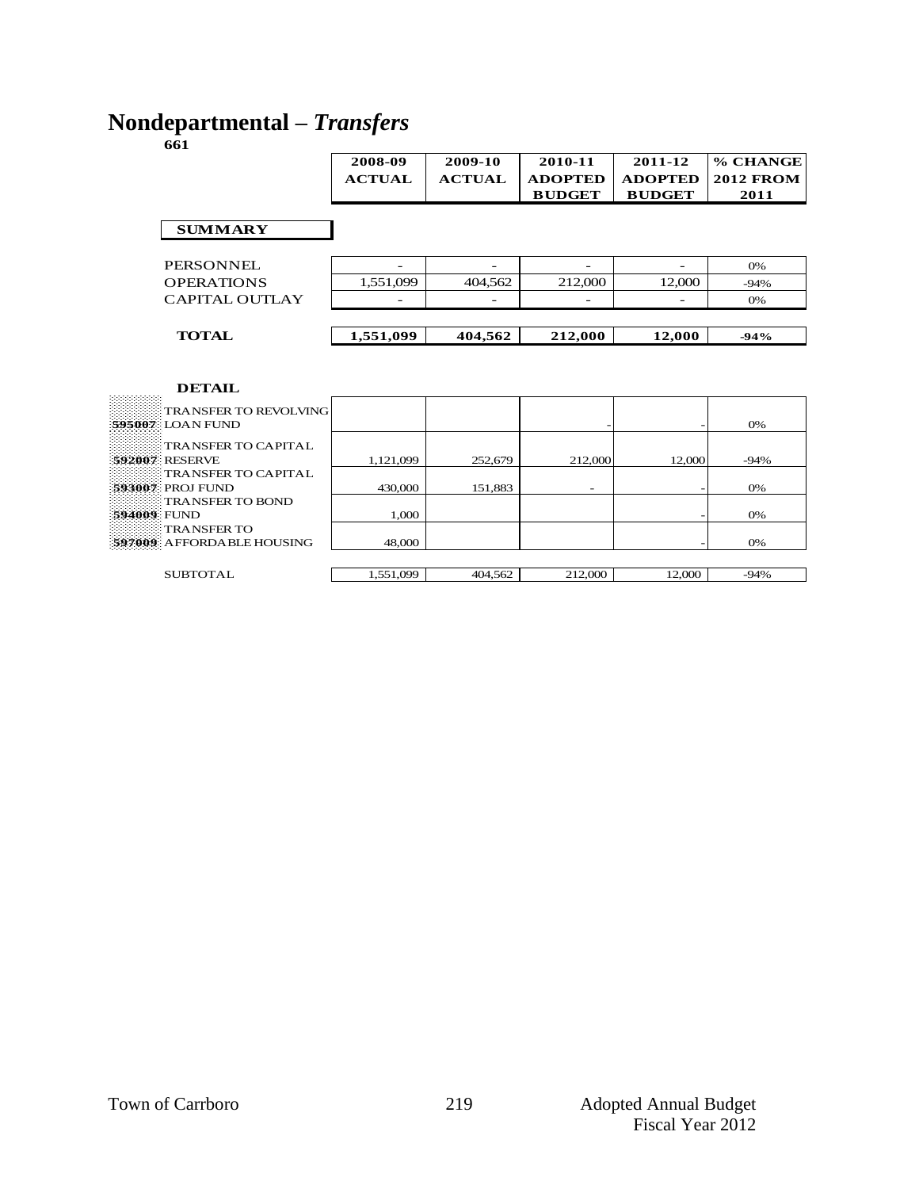# Nondepartmental – *Transfers*

**661**

| | 2008-09 ACTUAL | 2009-10 ACTUAL | 2010-11 ADOPTED BUDGET | 2011-12 ADOPTED BUDGET | % CHANGE 2012 FROM 2011 |
|---|---|---|---|---|---|
| **SUMMARY** | | | | | |
| PERSONNEL | - | - | - | - | 0% |
| OPERATIONS | 1,551,099 | 404,562 | 212,000 | 12,000 | -94% |
| CAPITAL OUTLAY | - | - | - | - | 0% |
| **TOTAL** | **1,551,099** | **404,562** | **212,000** | **12,000** | **-94%** |

| DETAIL | 2008-09 ACTUAL | 2009-10 ACTUAL | 2010-11 ADOPTED BUDGET | 2011-12 ADOPTED BUDGET | % CHANGE 2012 FROM 2011 |
|---|---|---|---|---|---|
| 595007 TRANSFER TO REVOLVING LOAN FUND | | | - | - | 0% |
| 592007 TRANSFER TO CAPITAL RESERVE | 1,121,099 | 252,679 | 212,000 | 12,000 | -94% |
| 593007 TRANSFER TO CAPITAL PROJ FUND | 430,000 | 151,883 | - | - | 0% |
| 594009 TRANSFER TO BOND FUND | 1,000 | | | - | 0% |
| 597009 TRANSFER TO AFFORDABLE HOUSING | 48,000 | | | - | 0% |
| SUBTOTAL | 1,551,099 | 404,562 | 212,000 | 12,000 | -94% |

Town of Carrboro — Adopted Annual Budget Fiscal Year 2012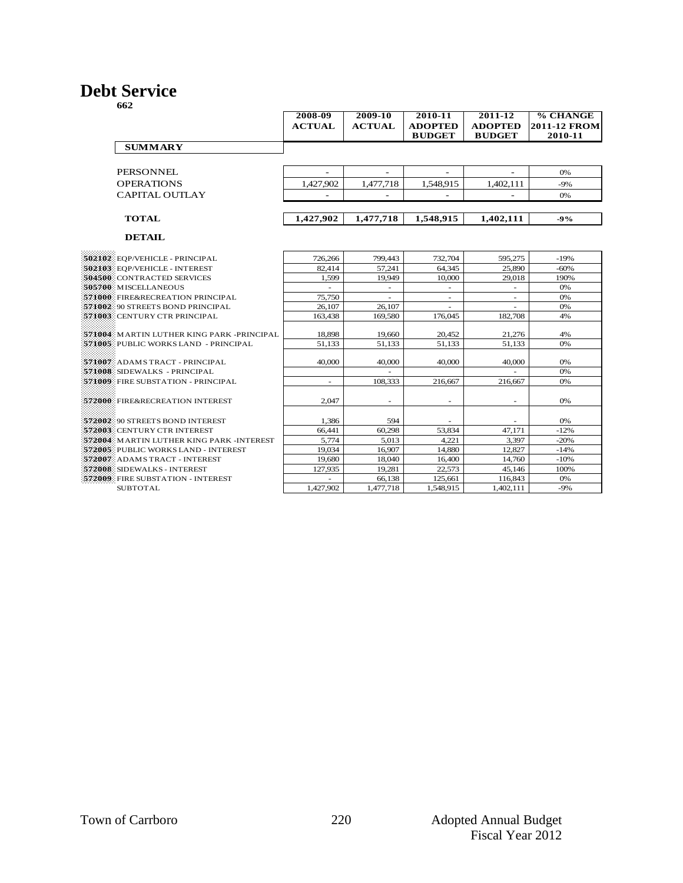# Debt Service

**662**

| | 2008-09 ACTUAL | 2009-10 ACTUAL | 2010-11 ADOPTED BUDGET | 2011-12 ADOPTED BUDGET | % CHANGE 2011-12 FROM 2010-11 |
|---|---|---|---|---|---|
| **SUMMARY** | | | | | |
| PERSONNEL | - | - | - | - | 0% |
| OPERATIONS | 1,427,902 | 1,477,718 | 1,548,915 | 1,402,111 | -9% |
| CAPITAL OUTLAY | - | - | - | - | 0% |
| **TOTAL** | **1,427,902** | **1,477,718** | **1,548,915** | **1,402,111** | **-9%** |

**DETAIL**

| | | 2008-09 ACTUAL | 2009-10 ACTUAL | 2010-11 ADOPTED BUDGET | 2011-12 ADOPTED BUDGET | % CHANGE 2011-12 FROM 2010-11 |
|---|---|---|---|---|---|---|
| 502102 | EQP/VEHICLE - PRINCIPAL | 726,266 | 799,443 | 732,704 | 595,275 | -19% |
| 502103 | EQP/VEHICLE - INTEREST | 82,414 | 57,241 | 64,345 | 25,890 | -60% |
| 504500 | CONTRACTED SERVICES | 1,599 | 19,949 | 10,000 | 29,018 | 190% |
| 505700 | MISCELLANEOUS | - | - | - | - | 0% |
| 571000 | FIRE&RECREATION PRINCIPAL | 75,750 | - | - | - | 0% |
| 571002 | 90 STREETS BOND PRINCIPAL | 26,107 | 26,107 | - | - | 0% |
| 571003 | CENTURY CTR PRINCIPAL | 163,438 | 169,580 | 176,045 | 182,708 | 4% |
| 571004 | MARTIN LUTHER KING PARK -PRINCIPAL | 18,898 | 19,660 | 20,452 | 21,276 | 4% |
| 571005 | PUBLIC WORKS LAND - PRINCIPAL | 51,133 | 51,133 | 51,133 | 51,133 | 0% |
| 571007 | ADAMS TRACT - PRINCIPAL | 40,000 | 40,000 | 40,000 | 40,000 | 0% |
| 571008 | SIDEWALKS - PRINCIPAL | | - | | - | 0% |
| 571009 | FIRE SUBSTATION - PRINCIPAL | - | 108,333 | 216,667 | 216,667 | 0% |
| 572000 | FIRE&RECREATION INTEREST | 2,047 | - | - | - | 0% |
| 572002 | 90 STREETS BOND INTEREST | 1,386 | 594 | - | - | 0% |
| 572003 | CENTURY CTR INTEREST | 66,441 | 60,298 | 53,834 | 47,171 | -12% |
| 572004 | MARTIN LUTHER KING PARK -INTEREST | 5,774 | 5,013 | 4,221 | 3,397 | -20% |
| 572005 | PUBLIC WORKS LAND - INTEREST | 19,034 | 16,907 | 14,880 | 12,827 | -14% |
| 572007 | ADAMS TRACT - INTEREST | 19,680 | 18,040 | 16,400 | 14,760 | -10% |
| 572008 | SIDEWALKS - INTEREST | 127,935 | 19,281 | 22,573 | 45,146 | 100% |
| 572009 | FIRE SUBSTATION - INTEREST | - | 66,138 | 125,661 | 116,843 | 0% |
| | SUBTOTAL | 1,427,902 | 1,477,718 | 1,548,915 | 1,402,111 | -9% |